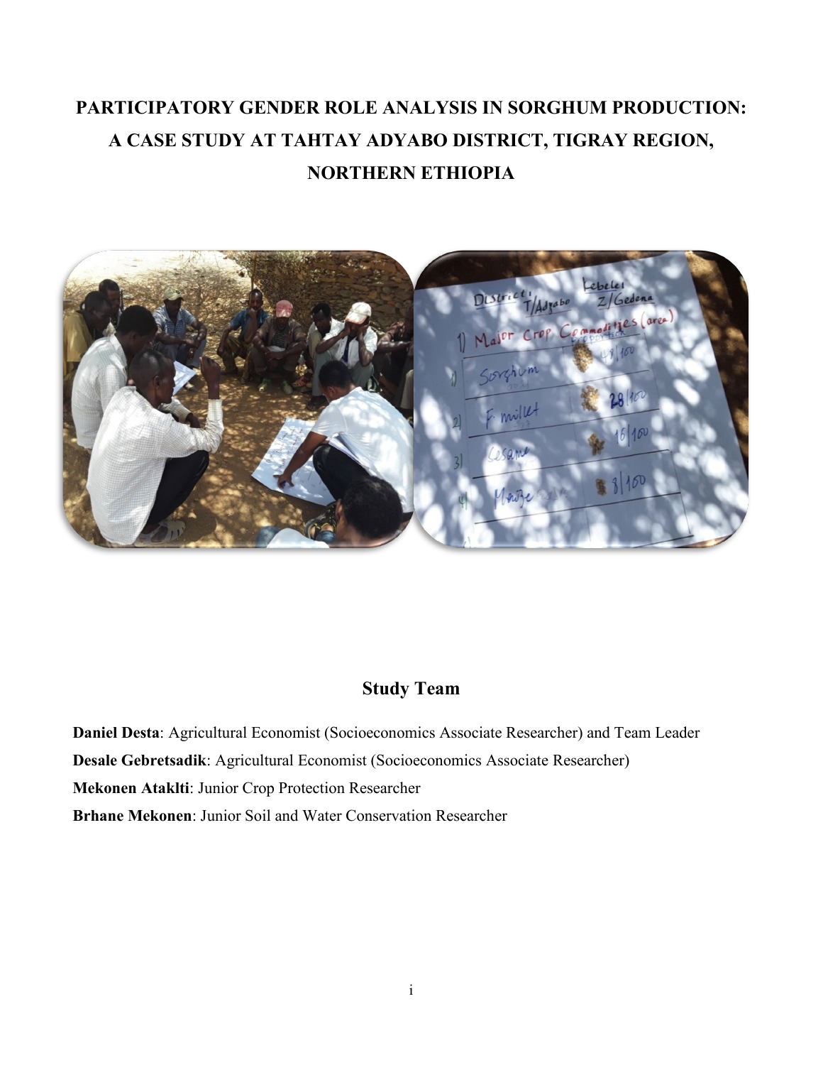# PARTICIPATORY GENDER ROLE ANALYSIS IN SORGHUM PRODUCTION: A CASE STUDY AT TAHTAY ADYABO DISTRICT, TIGRAY REGION, NORTHERN ETHIOPIA

## Study Team

**Daniel Desta**: Agricultural Economist (Socioeconomics Associate Researcher) and Team Leader

**Desale Gebretsadik**: Agricultural Economist (Socioeconomics Associate Researcher)

**Mekonen Ataklti**: Junior Crop Protection Researcher

**Brhane Mekonen**: Junior Soil and Water Conservation Researcher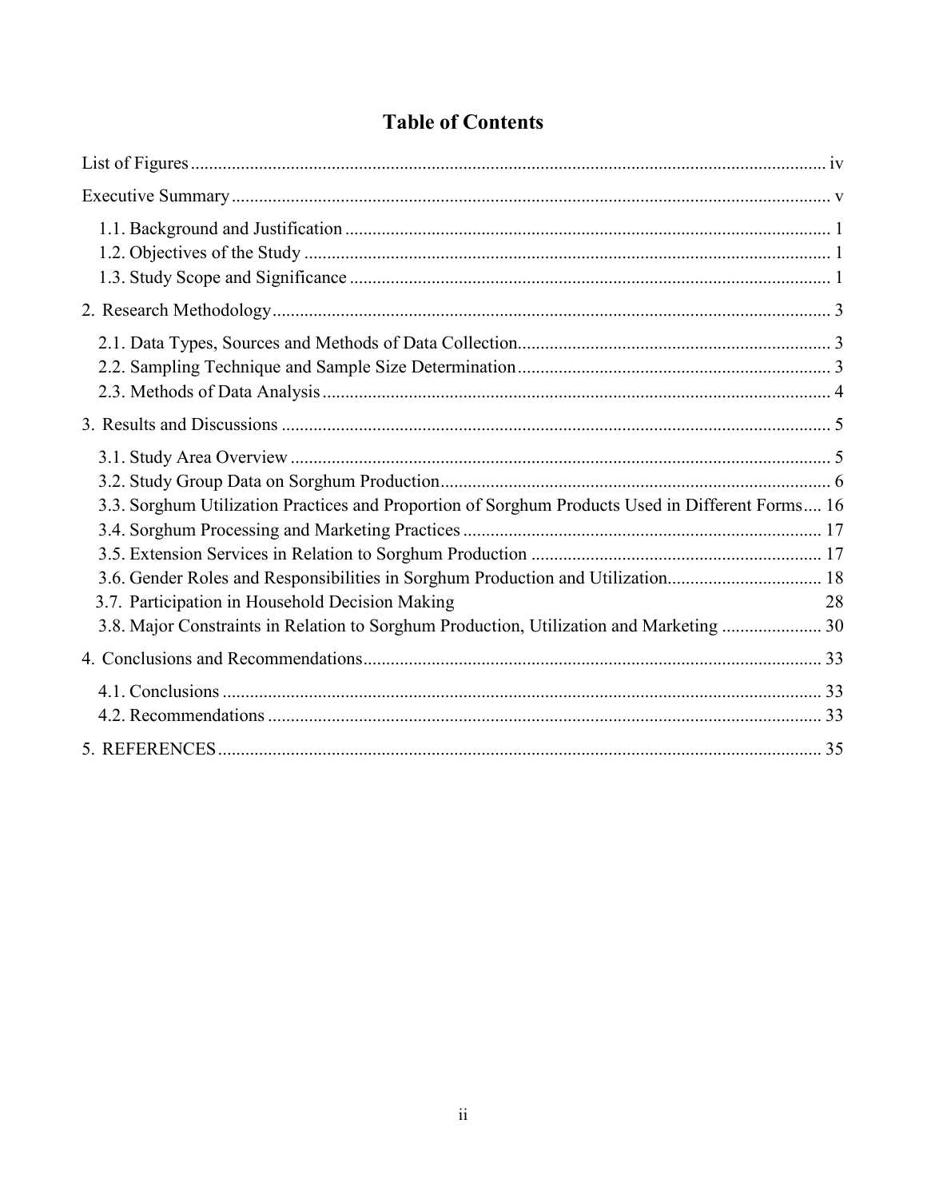# Table of Contents

List of Figures ........................................................................................................................ iv

Executive Summary ................................................................................................................. v

- 1.1. Background and Justification ......................................................................................... 1
- 1.2. Objectives of the Study ................................................................................................... 1
- 1.3. Study Scope and Significance ......................................................................................... 1

2. Research Methodology ......................................................................................................... 3

- 2.1. Data Types, Sources and Methods of Data Collection.................................................... 3
- 2.2. Sampling Technique and Sample Size Determination .................................................... 3
- 2.3. Methods of Data Analysis ............................................................................................... 4

3. Results and Discussions ....................................................................................................... 5

- 3.1. Study Area Overview ...................................................................................................... 5
- 3.2. Study Group Data on Sorghum Production..................................................................... 6
- 3.3. Sorghum Utilization Practices and Proportion of Sorghum Products Used in Different Forms.... 16
- 3.4. Sorghum Processing and Marketing Practices ............................................................... 17
- 3.5. Extension Services in Relation to Sorghum Production ................................................ 17
- 3.6. Gender Roles and Responsibilities in Sorghum Production and Utilization.................. 18
- 3.7. Participation in Household Decision Making 28
- 3.8. Major Constraints in Relation to Sorghum Production, Utilization and Marketing ...................... 30

4. Conclusions and Recommendations.................................................................................... 33

- 4.1. Conclusions ................................................................................................................... 33
- 4.2. Recommendations ......................................................................................................... 33

5. REFERENCES .................................................................................................................... 35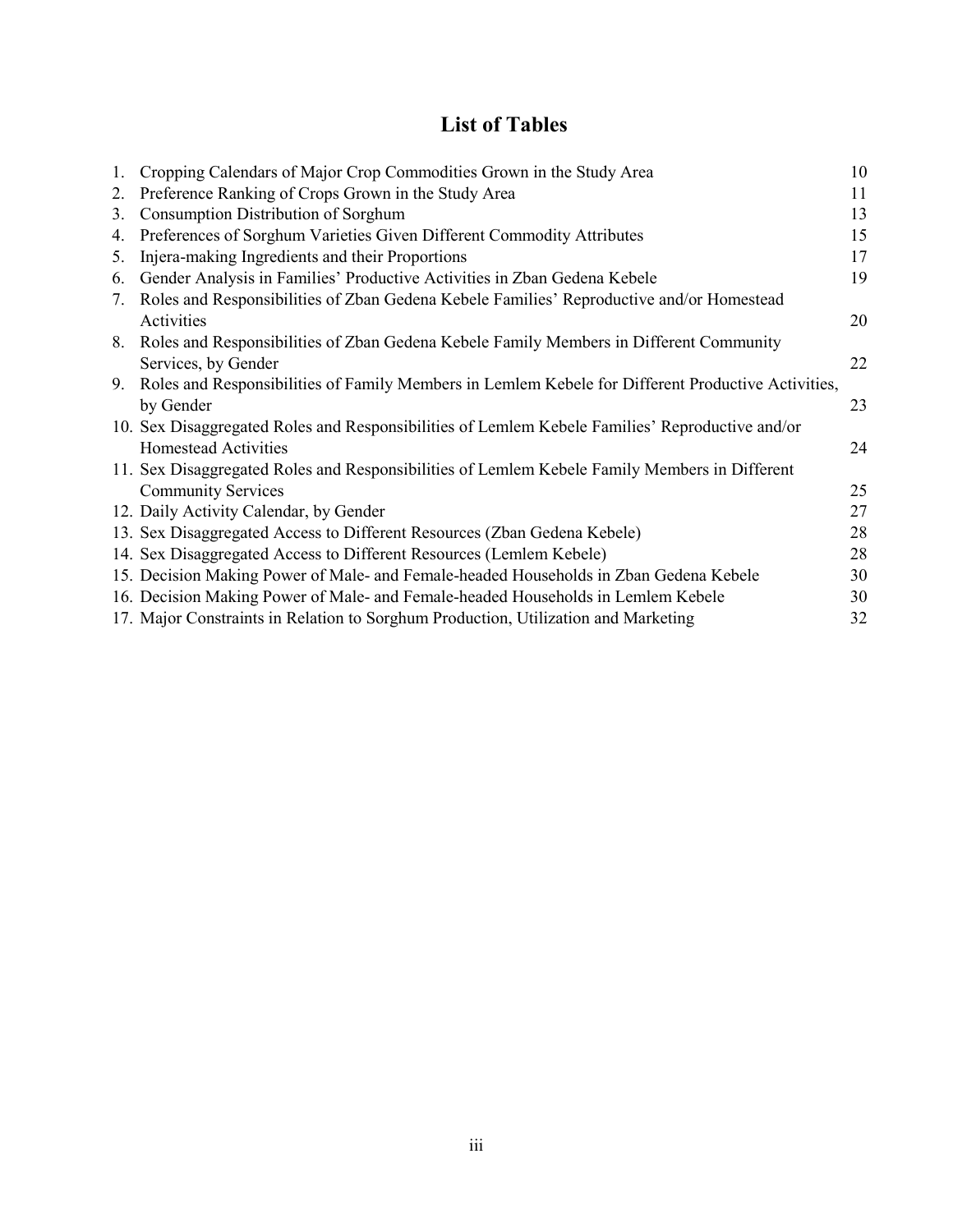# List of Tables

1. Cropping Calendars of Major Crop Commodities Grown in the Study Area 10
2. Preference Ranking of Crops Grown in the Study Area 11
3. Consumption Distribution of Sorghum 13
4. Preferences of Sorghum Varieties Given Different Commodity Attributes 15
5. Injera-making Ingredients and their Proportions 17
6. Gender Analysis in Families' Productive Activities in Zban Gedena Kebele 19
7. Roles and Responsibilities of Zban Gedena Kebele Families' Reproductive and/or Homestead Activities 20
8. Roles and Responsibilities of Zban Gedena Kebele Family Members in Different Community Services, by Gender 22
9. Roles and Responsibilities of Family Members in Lemlem Kebele for Different Productive Activities, by Gender 23
10. Sex Disaggregated Roles and Responsibilities of Lemlem Kebele Families' Reproductive and/or Homestead Activities 24
11. Sex Disaggregated Roles and Responsibilities of Lemlem Kebele Family Members in Different Community Services 25
12. Daily Activity Calendar, by Gender 27
13. Sex Disaggregated Access to Different Resources (Zban Gedena Kebele) 28
14. Sex Disaggregated Access to Different Resources (Lemlem Kebele) 28
15. Decision Making Power of Male- and Female-headed Households in Zban Gedena Kebele 30
16. Decision Making Power of Male- and Female-headed Households in Lemlem Kebele 30
17. Major Constraints in Relation to Sorghum Production, Utilization and Marketing 32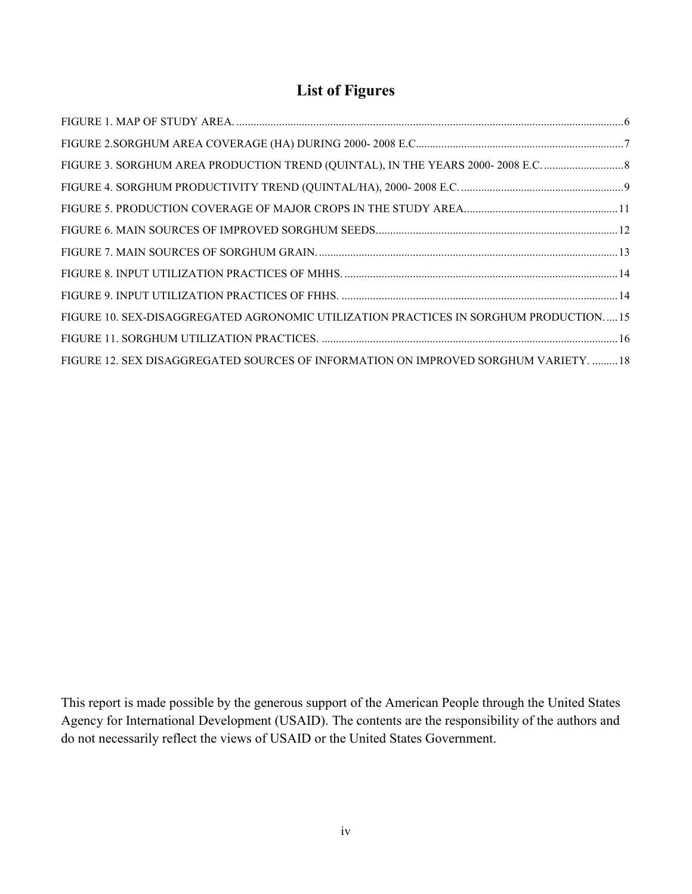## List of Figures

FIGURE 1. MAP OF STUDY AREA. ........................................................................................................................................6

FIGURE 2.SORGHUM AREA COVERAGE (HA) DURING 2000- 2008 E.C.........................................................................7

FIGURE 3. SORGHUM AREA PRODUCTION TREND (QUINTAL), IN THE YEARS 2000- 2008 E.C. ............................8

FIGURE 4. SORGHUM PRODUCTIVITY TREND (QUINTAL/HA), 2000- 2008 E.C. .........................................................9

FIGURE 5. PRODUCTION COVERAGE OF MAJOR CROPS IN THE STUDY AREA......................................................11

FIGURE 6. MAIN SOURCES OF IMPROVED SORGHUM SEEDS.....................................................................................12

FIGURE 7. MAIN SOURCES OF SORGHUM GRAIN. .........................................................................................................13

FIGURE 8. INPUT UTILIZATION PRACTICES OF MHHS. ................................................................................................14

FIGURE 9. INPUT UTILIZATION PRACTICES OF FHHS. .................................................................................................14

FIGURE 10. SEX-DISAGGREGATED AGRONOMIC UTILIZATION PRACTICES IN SORGHUM PRODUCTION. .....15

FIGURE 11. SORGHUM UTILIZATION PRACTICES. ........................................................................................................16

FIGURE 12. SEX DISAGGREGATED SOURCES OF INFORMATION ON IMPROVED SORGHUM VARIETY. .........18

This report is made possible by the generous support of the American People through the United States Agency for International Development (USAID). The contents are the responsibility of the authors and do not necessarily reflect the views of USAID or the United States Government.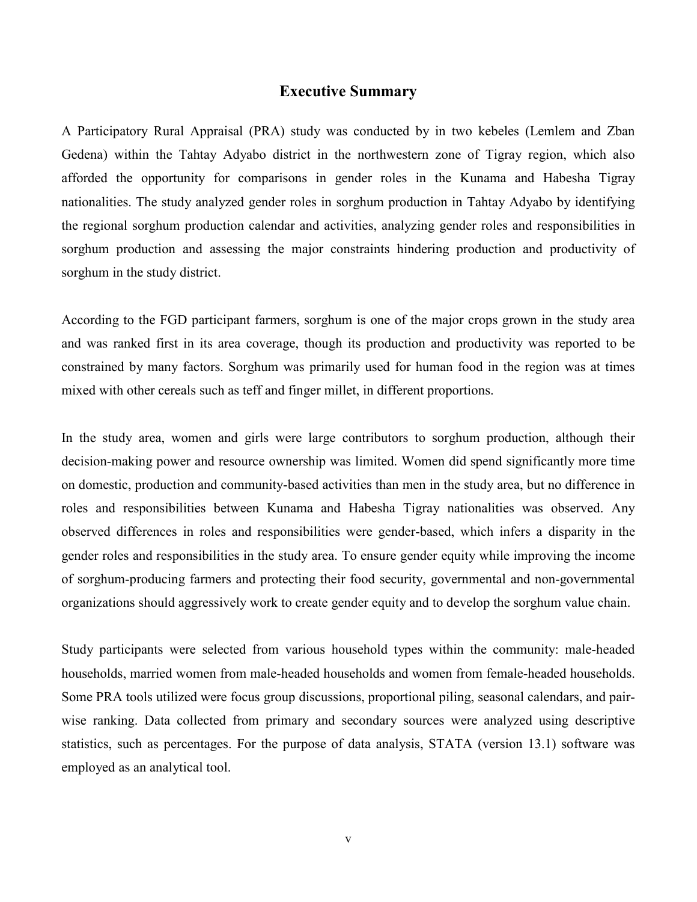## Executive Summary

A Participatory Rural Appraisal (PRA) study was conducted by in two kebeles (Lemlem and Zban Gedena) within the Tahtay Adyabo district in the northwestern zone of Tigray region, which also afforded the opportunity for comparisons in gender roles in the Kunama and Habesha Tigray nationalities. The study analyzed gender roles in sorghum production in Tahtay Adyabo by identifying the regional sorghum production calendar and activities, analyzing gender roles and responsibilities in sorghum production and assessing the major constraints hindering production and productivity of sorghum in the study district.

According to the FGD participant farmers, sorghum is one of the major crops grown in the study area and was ranked first in its area coverage, though its production and productivity was reported to be constrained by many factors. Sorghum was primarily used for human food in the region was at times mixed with other cereals such as teff and finger millet, in different proportions.

In the study area, women and girls were large contributors to sorghum production, although their decision-making power and resource ownership was limited. Women did spend significantly more time on domestic, production and community-based activities than men in the study area, but no difference in roles and responsibilities between Kunama and Habesha Tigray nationalities was observed. Any observed differences in roles and responsibilities were gender-based, which infers a disparity in the gender roles and responsibilities in the study area. To ensure gender equity while improving the income of sorghum-producing farmers and protecting their food security, governmental and non-governmental organizations should aggressively work to create gender equity and to develop the sorghum value chain.

Study participants were selected from various household types within the community: male-headed households, married women from male-headed households and women from female-headed households. Some PRA tools utilized were focus group discussions, proportional piling, seasonal calendars, and pair-wise ranking. Data collected from primary and secondary sources were analyzed using descriptive statistics, such as percentages. For the purpose of data analysis, STATA (version 13.1) software was employed as an analytical tool.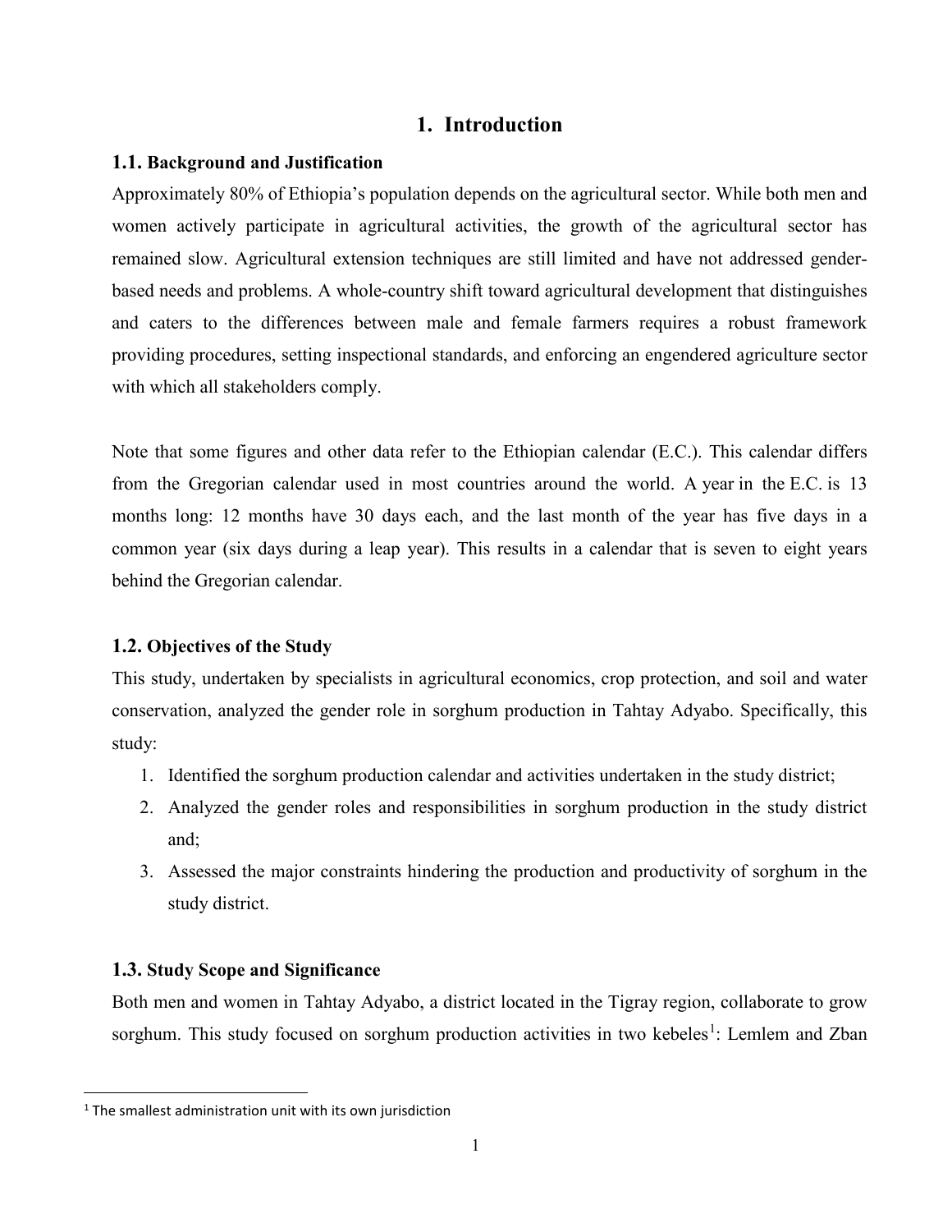# 1. Introduction

## 1.1. Background and Justification

Approximately 80% of Ethiopia's population depends on the agricultural sector. While both men and women actively participate in agricultural activities, the growth of the agricultural sector has remained slow. Agricultural extension techniques are still limited and have not addressed gender-based needs and problems. A whole-country shift toward agricultural development that distinguishes and caters to the differences between male and female farmers requires a robust framework providing procedures, setting inspectional standards, and enforcing an engendered agriculture sector with which all stakeholders comply.

Note that some figures and other data refer to the Ethiopian calendar (E.C.). This calendar differs from the Gregorian calendar used in most countries around the world. A year in the E.C. is 13 months long: 12 months have 30 days each, and the last month of the year has five days in a common year (six days during a leap year). This results in a calendar that is seven to eight years behind the Gregorian calendar.

## 1.2. Objectives of the Study

This study, undertaken by specialists in agricultural economics, crop protection, and soil and water conservation, analyzed the gender role in sorghum production in Tahtay Adyabo. Specifically, this study:

1. Identified the sorghum production calendar and activities undertaken in the study district;
2. Analyzed the gender roles and responsibilities in sorghum production in the study district and;
3. Assessed the major constraints hindering the production and productivity of sorghum in the study district.

## 1.3. Study Scope and Significance

Both men and women in Tahtay Adyabo, a district located in the Tigray region, collaborate to grow sorghum. This study focused on sorghum production activities in two kebeles[1]: Lemlem and Zban

[1] The smallest administration unit with its own jurisdiction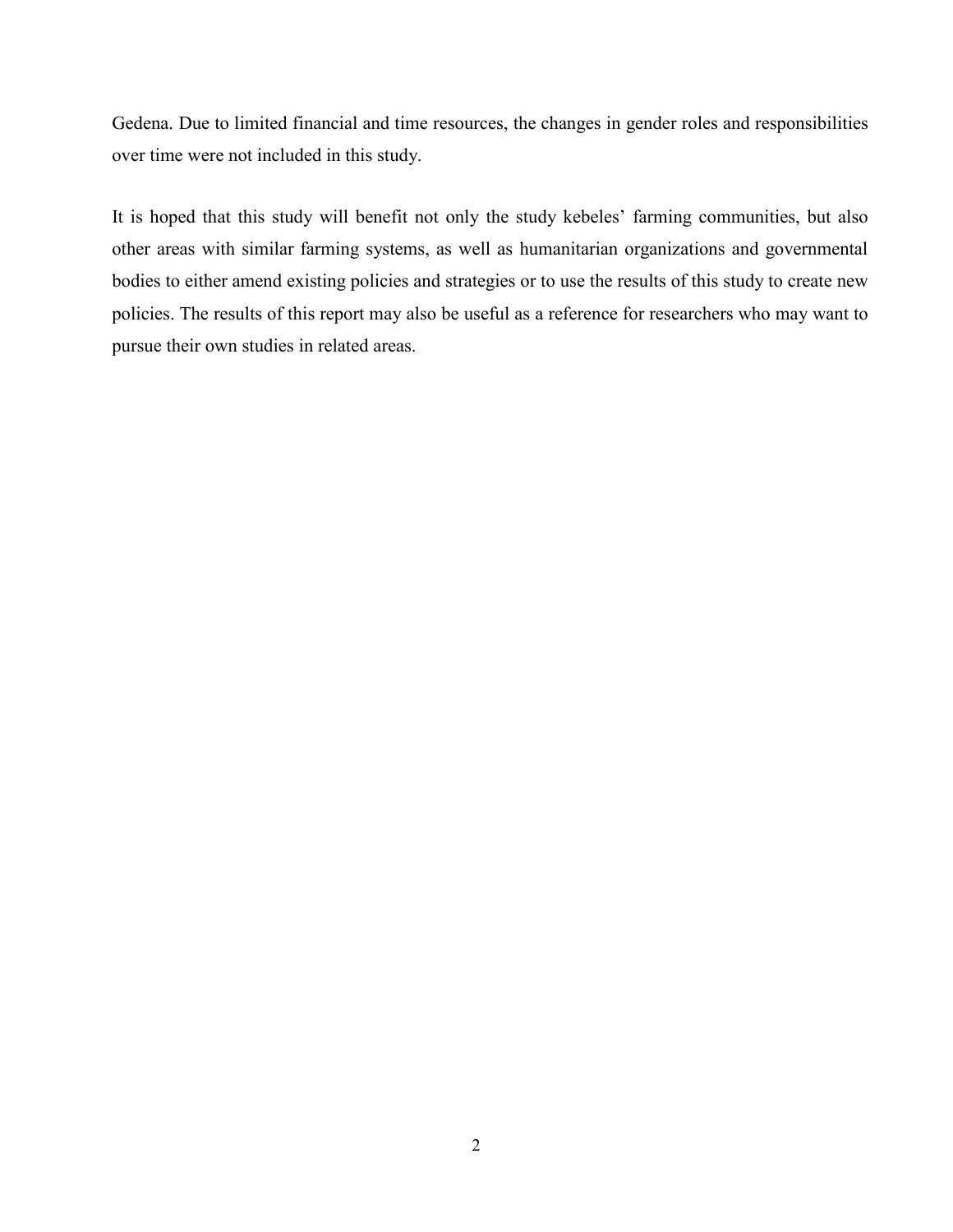Gedena. Due to limited financial and time resources, the changes in gender roles and responsibilities over time were not included in this study.

It is hoped that this study will benefit not only the study kebeles' farming communities, but also other areas with similar farming systems, as well as humanitarian organizations and governmental bodies to either amend existing policies and strategies or to use the results of this study to create new policies. The results of this report may also be useful as a reference for researchers who may want to pursue their own studies in related areas.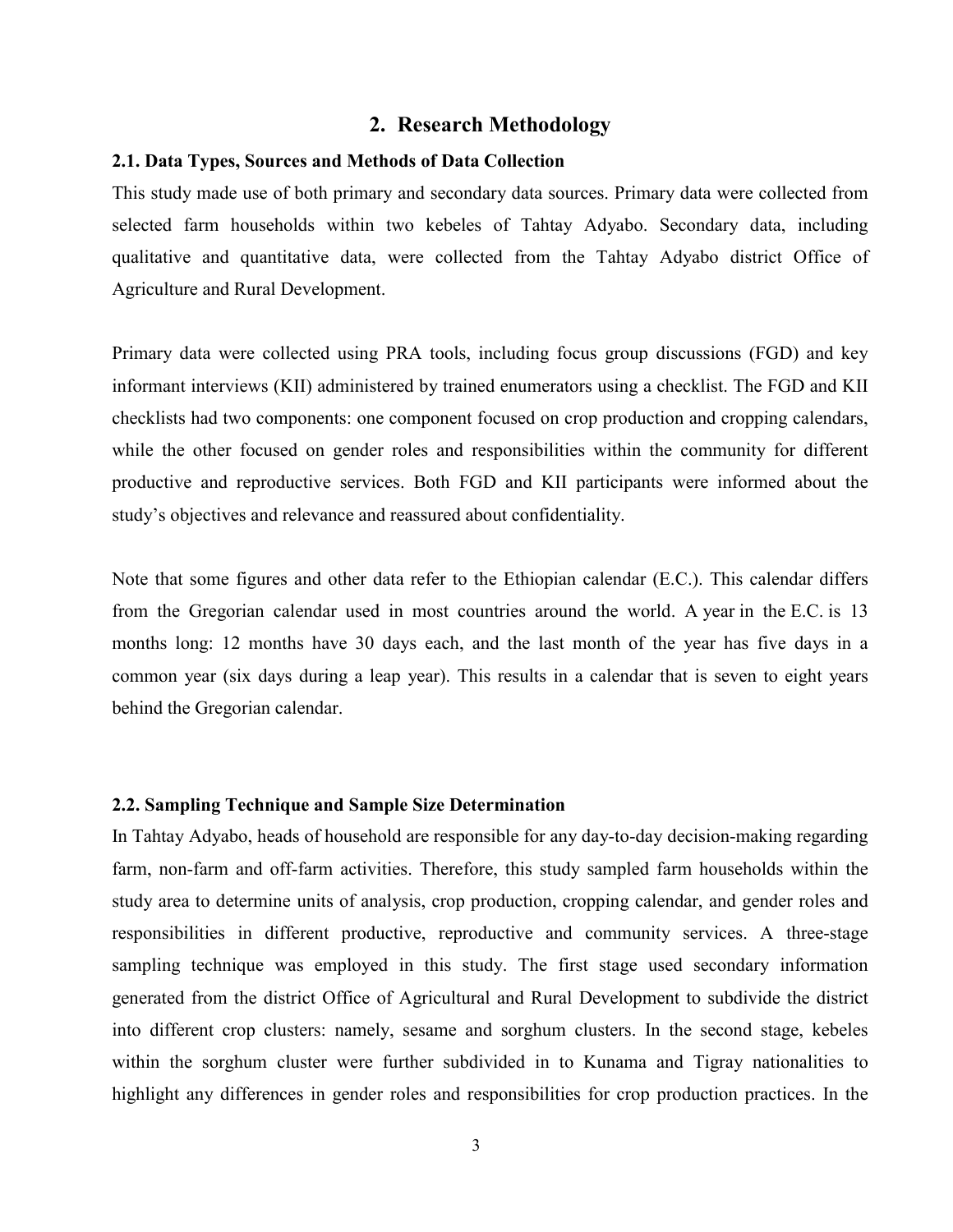## 2. Research Methodology

### 2.1. Data Types, Sources and Methods of Data Collection

This study made use of both primary and secondary data sources. Primary data were collected from selected farm households within two kebeles of Tahtay Adyabo. Secondary data, including qualitative and quantitative data, were collected from the Tahtay Adyabo district Office of Agriculture and Rural Development.

Primary data were collected using PRA tools, including focus group discussions (FGD) and key informant interviews (KII) administered by trained enumerators using a checklist. The FGD and KII checklists had two components: one component focused on crop production and cropping calendars, while the other focused on gender roles and responsibilities within the community for different productive and reproductive services. Both FGD and KII participants were informed about the study's objectives and relevance and reassured about confidentiality.

Note that some figures and other data refer to the Ethiopian calendar (E.C.). This calendar differs from the Gregorian calendar used in most countries around the world. A year in the E.C. is 13 months long: 12 months have 30 days each, and the last month of the year has five days in a common year (six days during a leap year). This results in a calendar that is seven to eight years behind the Gregorian calendar.

### 2.2. Sampling Technique and Sample Size Determination

In Tahtay Adyabo, heads of household are responsible for any day-to-day decision-making regarding farm, non-farm and off-farm activities. Therefore, this study sampled farm households within the study area to determine units of analysis, crop production, cropping calendar, and gender roles and responsibilities in different productive, reproductive and community services. A three-stage sampling technique was employed in this study. The first stage used secondary information generated from the district Office of Agricultural and Rural Development to subdivide the district into different crop clusters: namely, sesame and sorghum clusters. In the second stage, kebeles within the sorghum cluster were further subdivided in to Kunama and Tigray nationalities to highlight any differences in gender roles and responsibilities for crop production practices. In the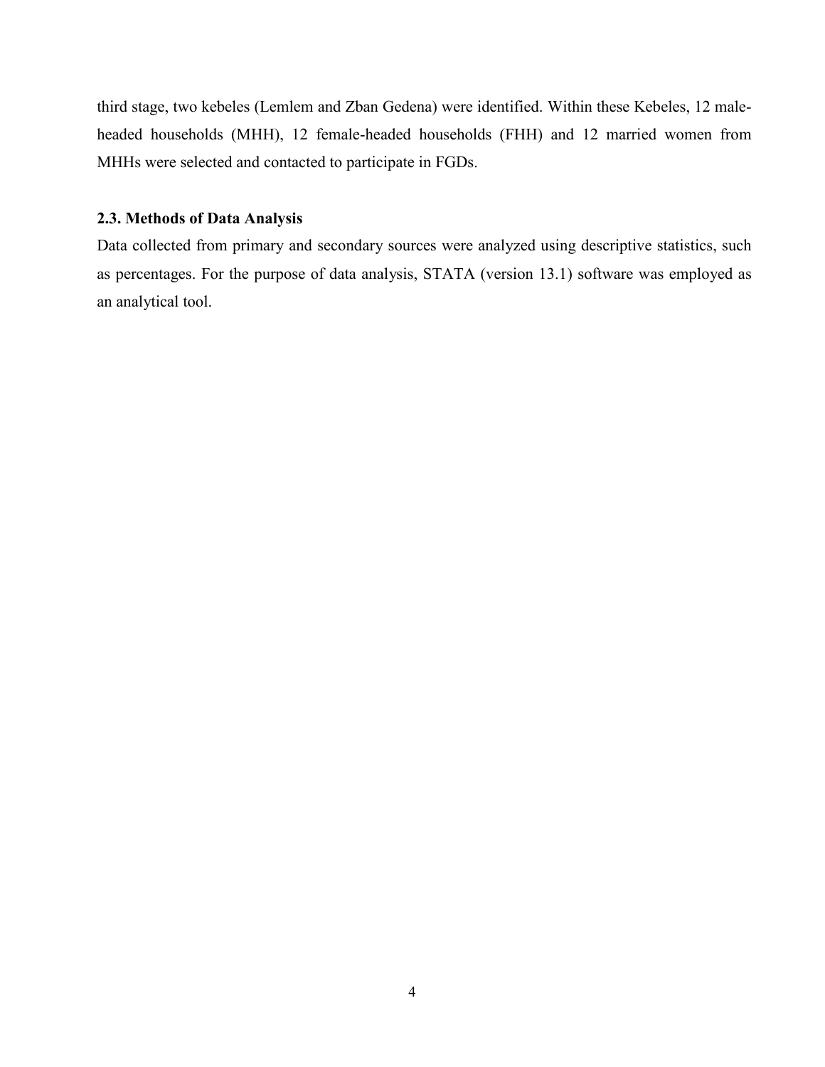third stage, two kebeles (Lemlem and Zban Gedena) were identified. Within these Kebeles, 12 male-headed households (MHH), 12 female-headed households (FHH) and 12 married women from MHHs were selected and contacted to participate in FGDs.

### 2.3. Methods of Data Analysis

Data collected from primary and secondary sources were analyzed using descriptive statistics, such as percentages. For the purpose of data analysis, STATA (version 13.1) software was employed as an analytical tool.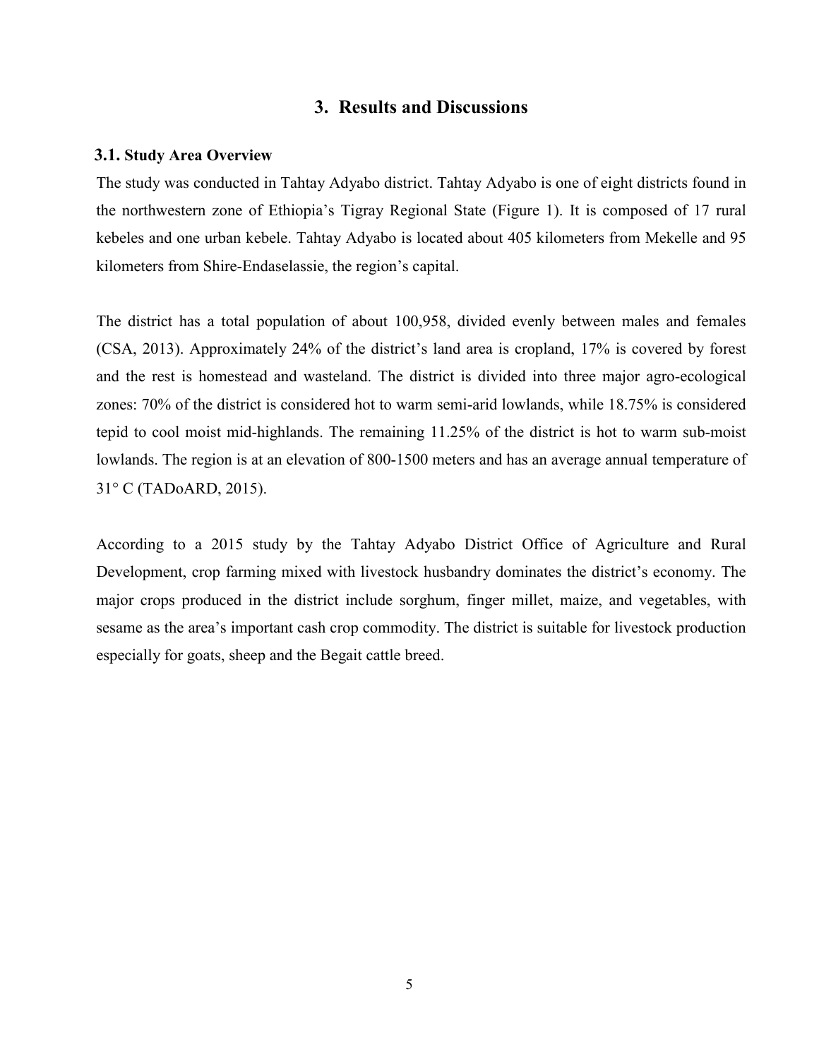# 3. Results and Discussions

### 3.1. Study Area Overview

The study was conducted in Tahtay Adyabo district. Tahtay Adyabo is one of eight districts found in the northwestern zone of Ethiopia's Tigray Regional State (Figure 1). It is composed of 17 rural kebeles and one urban kebele. Tahtay Adyabo is located about 405 kilometers from Mekelle and 95 kilometers from Shire-Endaselassie, the region's capital.

The district has a total population of about 100,958, divided evenly between males and females (CSA, 2013). Approximately 24% of the district's land area is cropland, 17% is covered by forest and the rest is homestead and wasteland. The district is divided into three major agro-ecological zones: 70% of the district is considered hot to warm semi-arid lowlands, while 18.75% is considered tepid to cool moist mid-highlands. The remaining 11.25% of the district is hot to warm sub-moist lowlands. The region is at an elevation of 800-1500 meters and has an average annual temperature of 31° C (TADoARD, 2015).

According to a 2015 study by the Tahtay Adyabo District Office of Agriculture and Rural Development, crop farming mixed with livestock husbandry dominates the district's economy. The major crops produced in the district include sorghum, finger millet, maize, and vegetables, with sesame as the area's important cash crop commodity. The district is suitable for livestock production especially for goats, sheep and the Begait cattle breed.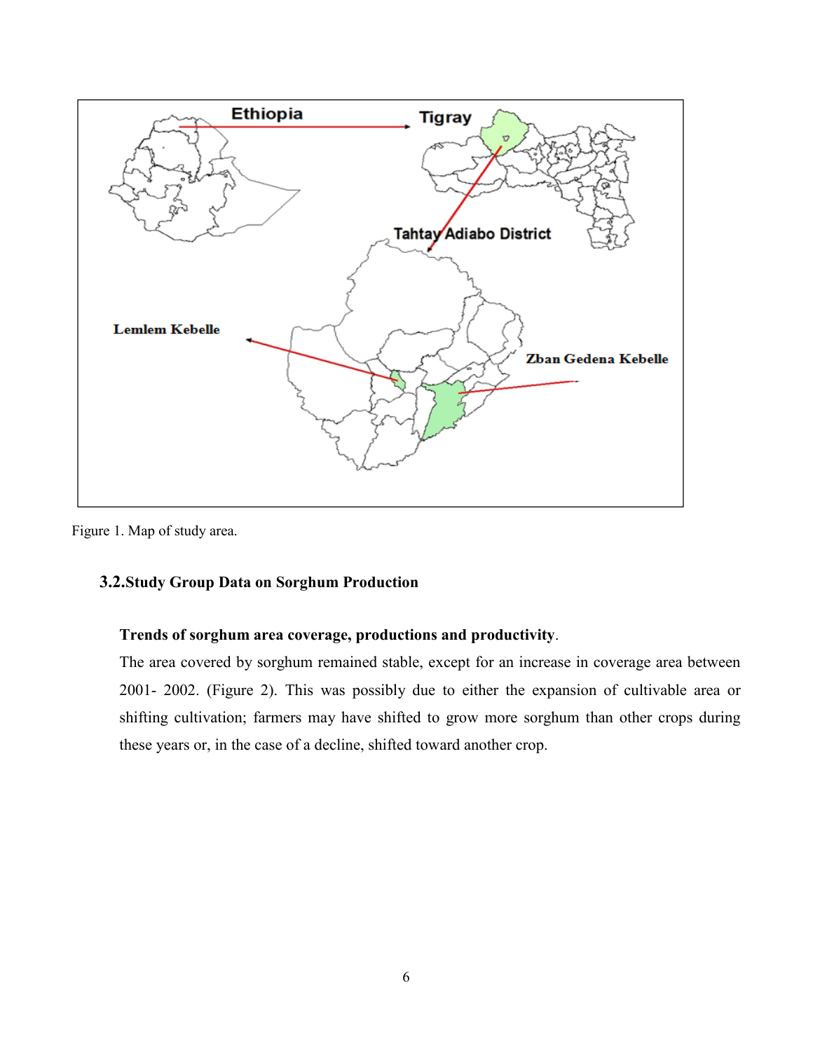Figure 1. Map of study area.

### 3.2. Study Group Data on Sorghum Production

**Trends of sorghum area coverage, productions and productivity**.

The area covered by sorghum remained stable, except for an increase in coverage area between 2001- 2002. (Figure 2). This was possibly due to either the expansion of cultivable area or shifting cultivation; farmers may have shifted to grow more sorghum than other crops during these years or, in the case of a decline, shifted toward another crop.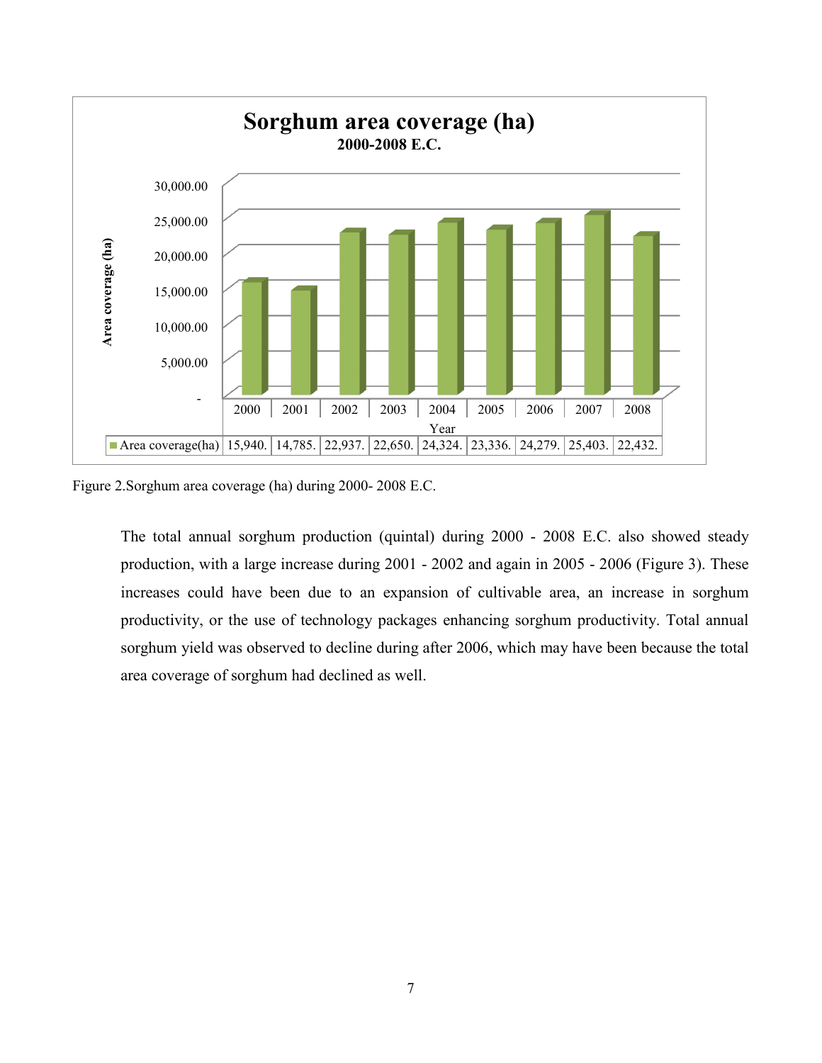**Sorghum area coverage (ha)**
**2000-2008 E.C.**

| Year | 2000 | 2001 | 2002 | 2003 | 2004 | 2005 | 2006 | 2007 | 2008 |
|---|---|---|---|---|---|---|---|---|---|
| Area coverage(ha) | 15,940. | 14,785. | 22,937. | 22,650. | 24,324. | 23,336. | 24,279. | 25,403. | 22,432. |

Figure 2.Sorghum area coverage (ha) during 2000- 2008 E.C.

The total annual sorghum production (quintal) during 2000 - 2008 E.C. also showed steady production, with a large increase during 2001 - 2002 and again in 2005 - 2006 (Figure 3). These increases could have been due to an expansion of cultivable area, an increase in sorghum productivity, or the use of technology packages enhancing sorghum productivity. Total annual sorghum yield was observed to decline during after 2006, which may have been because the total area coverage of sorghum had declined as well.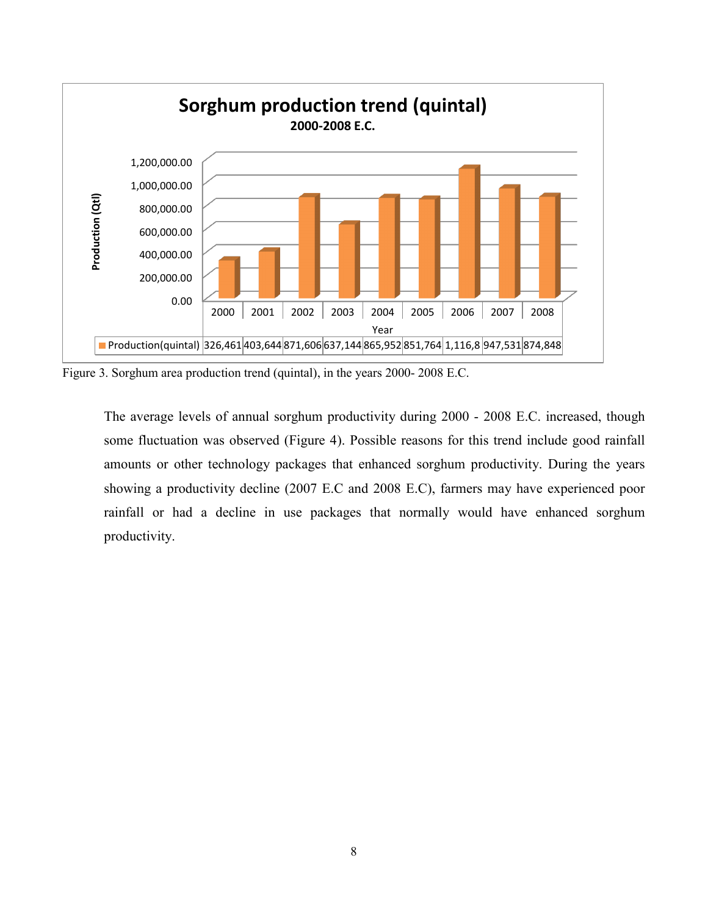**Sorghum production trend (quintal)**
**2000-2008 E.C.**

| Year | 2000 | 2001 | 2002 | 2003 | 2004 | 2005 | 2006 | 2007 | 2008 |
|---|---|---|---|---|---|---|---|---|---|
| Production(quintal) | 326,461 | 403,644 | 871,606 | 637,144 | 865,952 | 851,764 | 1,116,8 | 947,531 | 874,848 |

Figure 3. Sorghum area production trend (quintal), in the years 2000- 2008 E.C.

The average levels of annual sorghum productivity during 2000 - 2008 E.C. increased, though some fluctuation was observed (Figure 4). Possible reasons for this trend include good rainfall amounts or other technology packages that enhanced sorghum productivity. During the years showing a productivity decline (2007 E.C and 2008 E.C), farmers may have experienced poor rainfall or had a decline in use packages that normally would have enhanced sorghum productivity.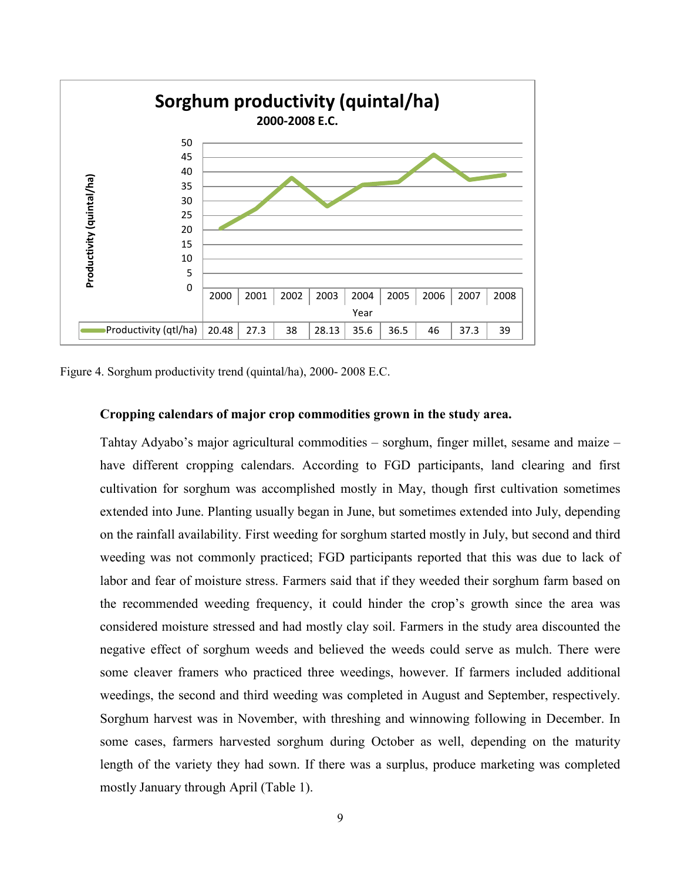| Year | 2000 | 2001 | 2002 | 2003 | 2004 | 2005 | 2006 | 2007 | 2008 |
|---|---|---|---|---|---|---|---|---|---|
| Productivity (qtl/ha) | 20.48 | 27.3 | 38 | 28.13 | 35.6 | 36.5 | 46 | 37.3 | 39 |

Figure 4. Sorghum productivity trend (quintal/ha), 2000- 2008 E.C.

**Cropping calendars of major crop commodities grown in the study area.**

Tahtay Adyabo's major agricultural commodities – sorghum, finger millet, sesame and maize – have different cropping calendars. According to FGD participants, land clearing and first cultivation for sorghum was accomplished mostly in May, though first cultivation sometimes extended into June. Planting usually began in June, but sometimes extended into July, depending on the rainfall availability. First weeding for sorghum started mostly in July, but second and third weeding was not commonly practiced; FGD participants reported that this was due to lack of labor and fear of moisture stress. Farmers said that if they weeded their sorghum farm based on the recommended weeding frequency, it could hinder the crop's growth since the area was considered moisture stressed and had mostly clay soil. Farmers in the study area discounted the negative effect of sorghum weeds and believed the weeds could serve as mulch. There were some cleaver framers who practiced three weedings, however. If farmers included additional weedings, the second and third weeding was completed in August and September, respectively. Sorghum harvest was in November, with threshing and winnowing following in December. In some cases, farmers harvested sorghum during October as well, depending on the maturity length of the variety they had sown. If there was a surplus, produce marketing was completed mostly January through April (Table 1).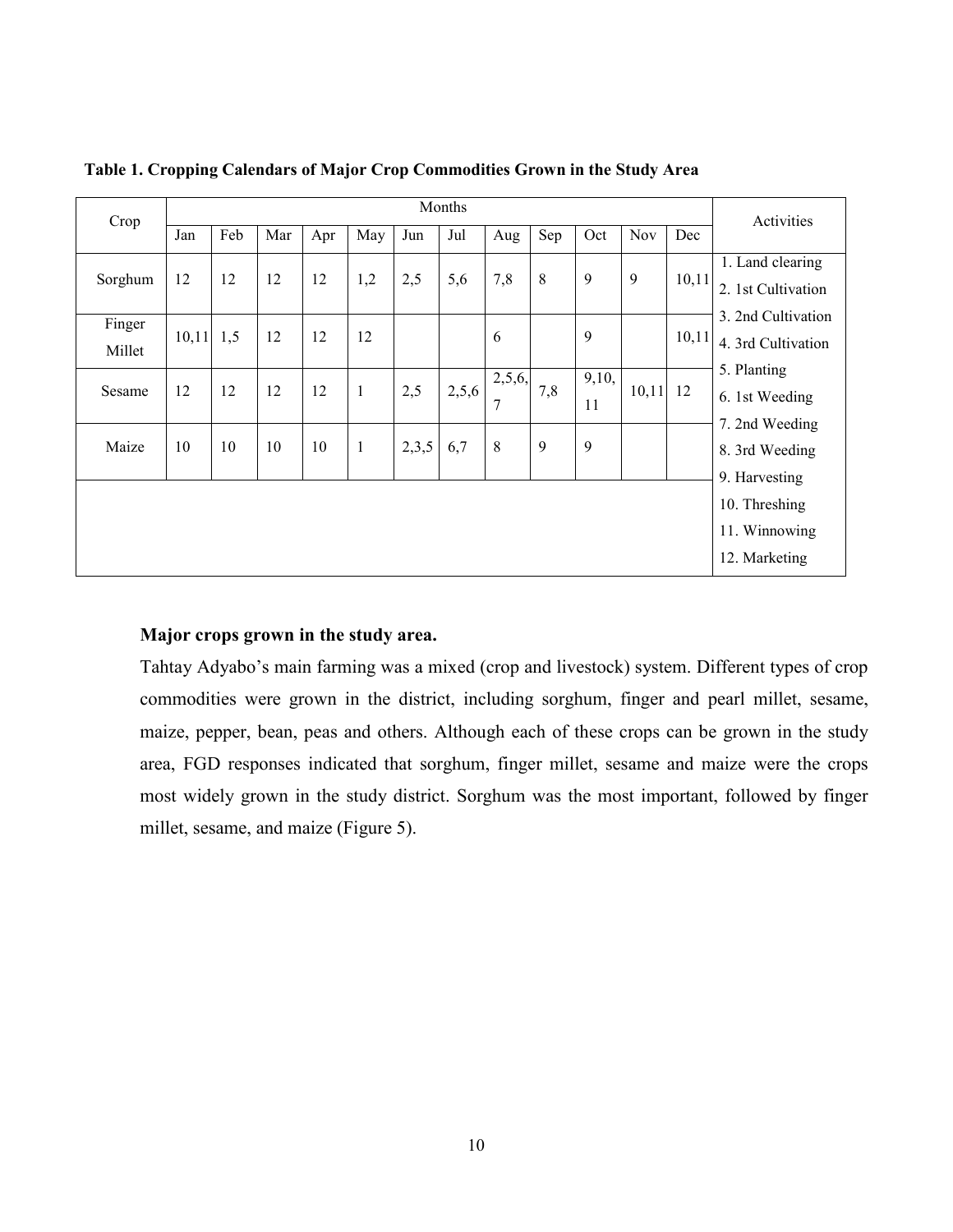**Table 1. Cropping Calendars of Major Crop Commodities Grown in the Study Area**

| Crop | Months | | | | | | | | | | | | Activities |
|---|---|---|---|---|---|---|---|---|---|---|---|---|---|
| | Jan | Feb | Mar | Apr | May | Jun | Jul | Aug | Sep | Oct | Nov | Dec | |
| Sorghum | 12 | 12 | 12 | 12 | 1,2 | 2,5 | 5,6 | 7,8 | 8 | 9 | 9 | 10,11 | 1. Land clearing<br>2. 1st Cultivation |
| Finger Millet | 10,11 | 1,5 | 12 | 12 | 12 | | | 6 | | 9 | | 10,11 | 3. 2nd Cultivation<br>4. 3rd Cultivation |
| Sesame | 12 | 12 | 12 | 12 | 1 | 2,5 | 2,5,6 | 2,5,6,7 | 7,8 | 9,10,11 | 10,11 | 12 | 5. Planting<br>6. 1st Weeding |
| Maize | 10 | 10 | 10 | 10 | 1 | 2,3,5 | 6,7 | 8 | 9 | 9 | | | 7. 2nd Weeding<br>8. 3rd Weeding |
| | | | | | | | | | | | | | 9. Harvesting<br>10. Threshing<br>11. Winnowing<br>12. Marketing |

**Major crops grown in the study area.**

Tahtay Adyabo's main farming was a mixed (crop and livestock) system. Different types of crop commodities were grown in the district, including sorghum, finger and pearl millet, sesame, maize, pepper, bean, peas and others. Although each of these crops can be grown in the study area, FGD responses indicated that sorghum, finger millet, sesame and maize were the crops most widely grown in the study district. Sorghum was the most important, followed by finger millet, sesame, and maize (Figure 5).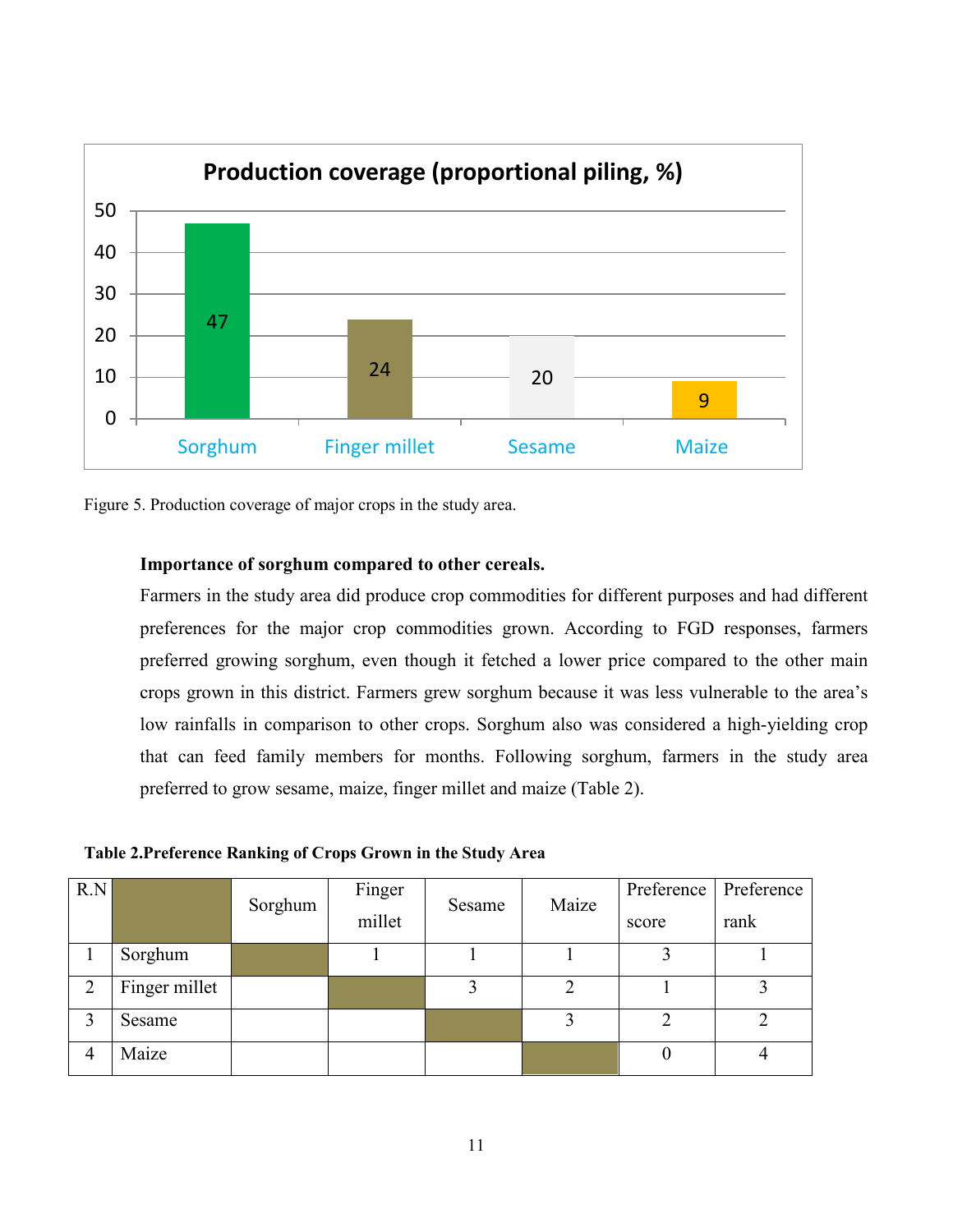**Production coverage (proportional piling, %)**

| Sorghum | Finger millet | Sesame | Maize |
|---|---|---|---|
| 47 | 24 | 20 | 9 |

Figure 5. Production coverage of major crops in the study area.

**Importance of sorghum compared to other cereals.**

Farmers in the study area did produce crop commodities for different purposes and had different preferences for the major crop commodities grown. According to FGD responses, farmers preferred growing sorghum, even though it fetched a lower price compared to the other main crops grown in this district. Farmers grew sorghum because it was less vulnerable to the area's low rainfalls in comparison to other crops. Sorghum also was considered a high-yielding crop that can feed family members for months. Following sorghum, farmers in the study area preferred to grow sesame, maize, finger millet and maize (Table 2).

**Table 2.Preference Ranking of Crops Grown in the Study Area**

| R.N | | Sorghum | Finger millet | Sesame | Maize | Preference score | Preference rank |
|---|---|---|---|---|---|---|---|
| 1 | Sorghum | | 1 | 1 | 1 | 3 | 1 |
| 2 | Finger millet | | | 3 | 2 | 1 | 3 |
| 3 | Sesame | | | | 3 | 2 | 2 |
| 4 | Maize | | | | | 0 | 4 |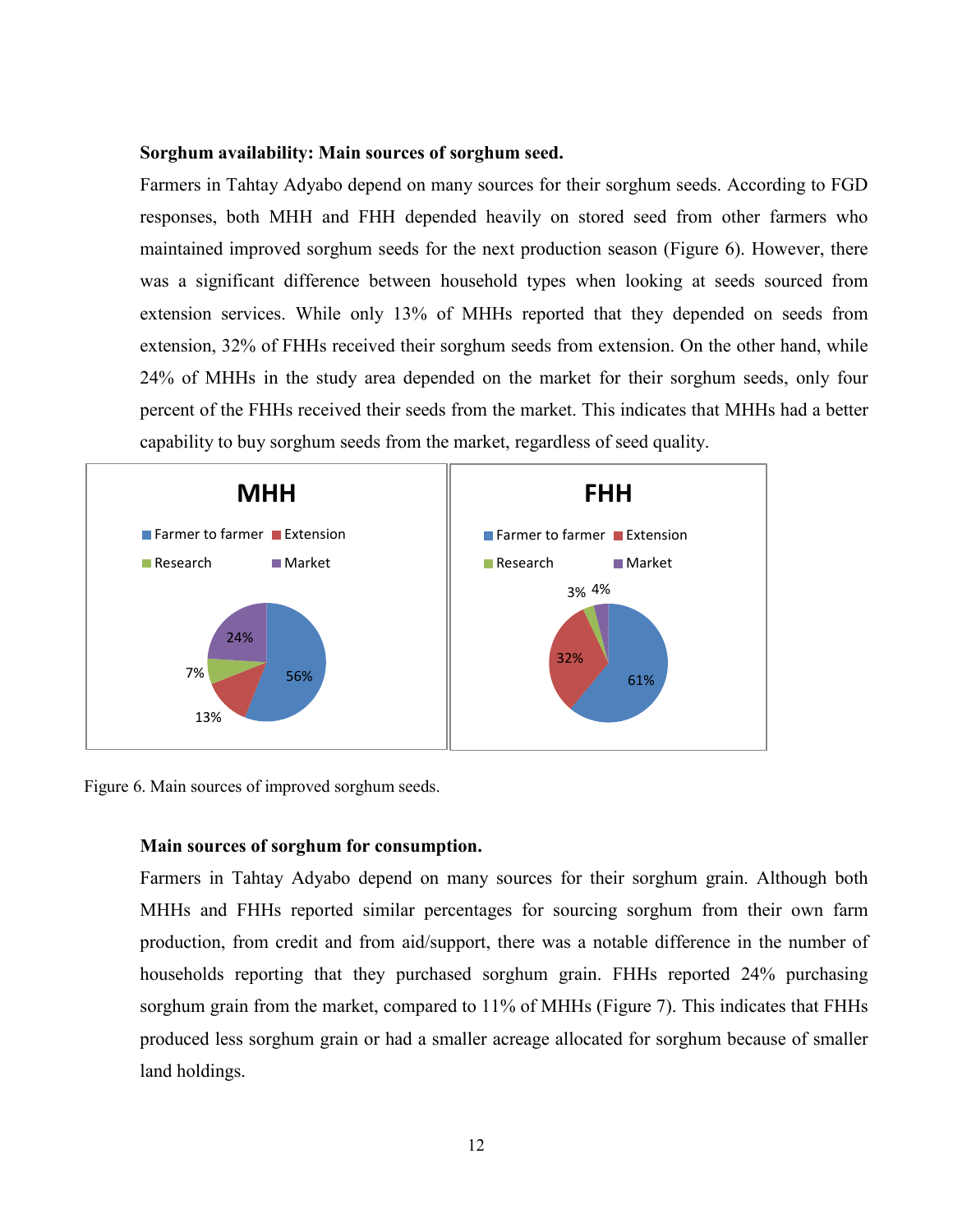**Sorghum availability: Main sources of sorghum seed.**

Farmers in Tahtay Adyabo depend on many sources for their sorghum seeds. According to FGD responses, both MHH and FHH depended heavily on stored seed from other farmers who maintained improved sorghum seeds for the next production season (Figure 6). However, there was a significant difference between household types when looking at seeds sourced from extension services. While only 13% of MHHs reported that they depended on seeds from extension, 32% of FHHs received their sorghum seeds from extension. On the other hand, while 24% of MHHs in the study area depended on the market for their sorghum seeds, only four percent of the FHHs received their seeds from the market. This indicates that MHHs had a better capability to buy sorghum seeds from the market, regardless of seed quality.

Figure 6. Main sources of improved sorghum seeds.

**Main sources of sorghum for consumption.**

Farmers in Tahtay Adyabo depend on many sources for their sorghum grain. Although both MHHs and FHHs reported similar percentages for sourcing sorghum from their own farm production, from credit and from aid/support, there was a notable difference in the number of households reporting that they purchased sorghum grain. FHHs reported 24% purchasing sorghum grain from the market, compared to 11% of MHHs (Figure 7). This indicates that FHHs produced less sorghum grain or had a smaller acreage allocated for sorghum because of smaller land holdings.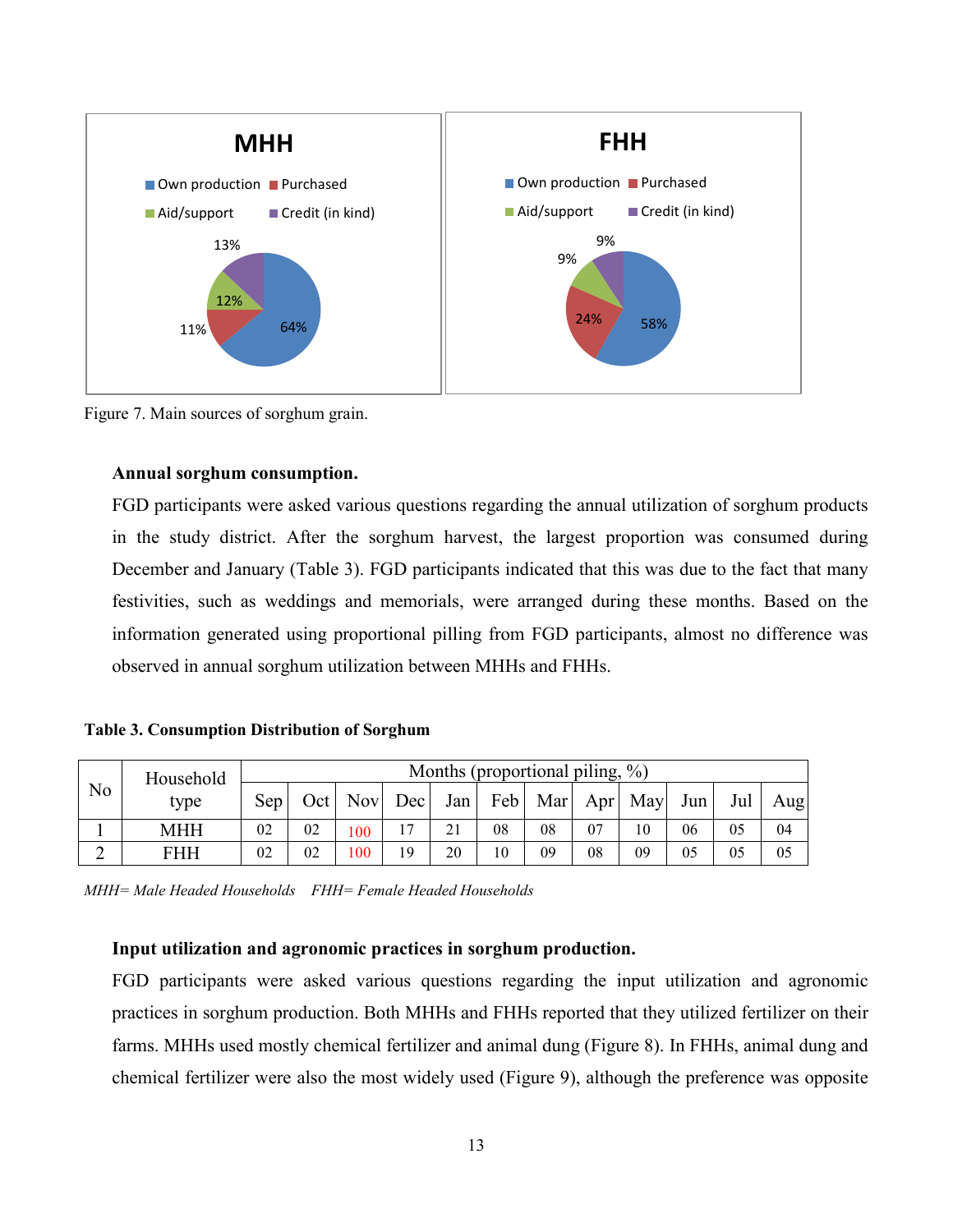Figure 7. Main sources of sorghum grain.

**Annual sorghum consumption.**

FGD participants were asked various questions regarding the annual utilization of sorghum products in the study district. After the sorghum harvest, the largest proportion was consumed during December and January (Table 3). FGD participants indicated that this was due to the fact that many festivities, such as weddings and memorials, were arranged during these months. Based on the information generated using proportional pilling from FGD participants, almost no difference was observed in annual sorghum utilization between MHHs and FHHs.

**Table 3. Consumption Distribution of Sorghum**

| No | Household type | Months (proportional piling, %) | | | | | | | | | | | |
|---|---|---|---|---|---|---|---|---|---|---|---|---|---|
| | | Sep | Oct | Nov | Dec | Jan | Feb | Mar | Apr | May | Jun | Jul | Aug |
| 1 | MHH | 02 | 02 | 100 | 17 | 21 | 08 | 08 | 07 | 10 | 06 | 05 | 04 |
| 2 | FHH | 02 | 02 | 100 | 19 | 20 | 10 | 09 | 08 | 09 | 05 | 05 | 05 |

*MHH= Male Headed Households FHH= Female Headed Households*

**Input utilization and agronomic practices in sorghum production.**

FGD participants were asked various questions regarding the input utilization and agronomic practices in sorghum production. Both MHHs and FHHs reported that they utilized fertilizer on their farms. MHHs used mostly chemical fertilizer and animal dung (Figure 8). In FHHs, animal dung and chemical fertilizer were also the most widely used (Figure 9), although the preference was opposite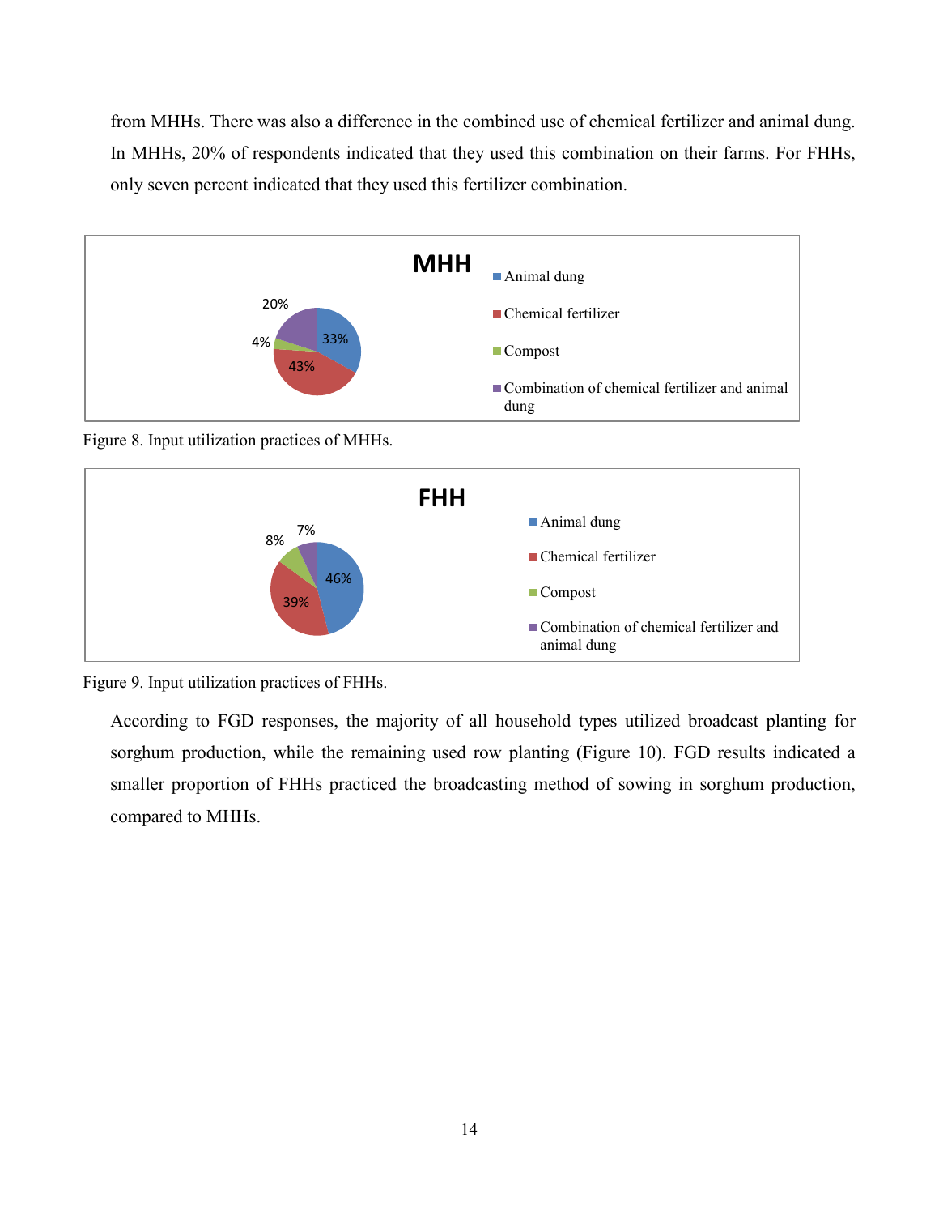from MHHs. There was also a difference in the combined use of chemical fertilizer and animal dung. In MHHs, 20% of respondents indicated that they used this combination on their farms. For FHHs, only seven percent indicated that they used this fertilizer combination.

Figure 8. Input utilization practices of MHHs.

Figure 9. Input utilization practices of FHHs.

According to FGD responses, the majority of all household types utilized broadcast planting for sorghum production, while the remaining used row planting (Figure 10). FGD results indicated a smaller proportion of FHHs practiced the broadcasting method of sowing in sorghum production, compared to MHHs.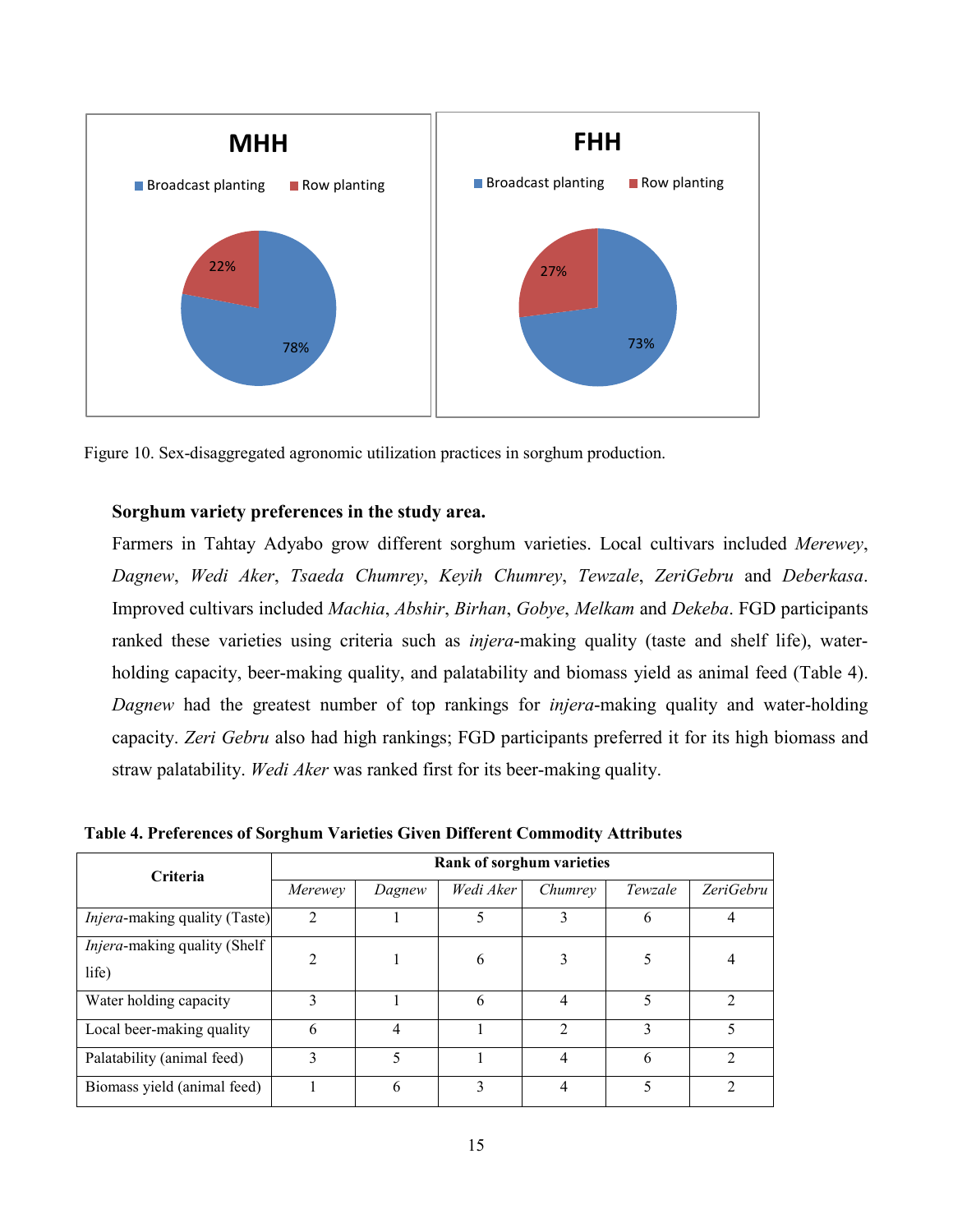Figure 10. Sex-disaggregated agronomic utilization practices in sorghum production.

**Sorghum variety preferences in the study area.**

Farmers in Tahtay Adyabo grow different sorghum varieties. Local cultivars included *Merewey*, *Dagnew*, *Wedi Aker*, *Tsaeda Chumrey*, *Keyih Chumrey*, *Tewzale*, *ZeriGebru* and *Deberkasa*. Improved cultivars included *Machia*, *Abshir*, *Birhan*, *Gobye*, *Melkam* and *Dekeba*. FGD participants ranked these varieties using criteria such as *injera*-making quality (taste and shelf life), water-holding capacity, beer-making quality, and palatability and biomass yield as animal feed (Table 4). *Dagnew* had the greatest number of top rankings for *injera*-making quality and water-holding capacity. *Zeri Gebru* also had high rankings; FGD participants preferred it for its high biomass and straw palatability. *Wedi Aker* was ranked first for its beer-making quality.

**Table 4. Preferences of Sorghum Varieties Given Different Commodity Attributes**

| Criteria | Rank of sorghum varieties | | | | | |
|---|---|---|---|---|---|---|
| | *Merewey* | *Dagnew* | *Wedi Aker* | *Chumrey* | *Tewzale* | *ZeriGebru* |
| *Injera*-making quality (Taste) | 2 | 1 | 5 | 3 | 6 | 4 |
| *Injera*-making quality (Shelf life) | 2 | 1 | 6 | 3 | 5 | 4 |
| Water holding capacity | 3 | 1 | 6 | 4 | 5 | 2 |
| Local beer-making quality | 6 | 4 | 1 | 2 | 3 | 5 |
| Palatability (animal feed) | 3 | 5 | 1 | 4 | 6 | 2 |
| Biomass yield (animal feed) | 1 | 6 | 3 | 4 | 5 | 2 |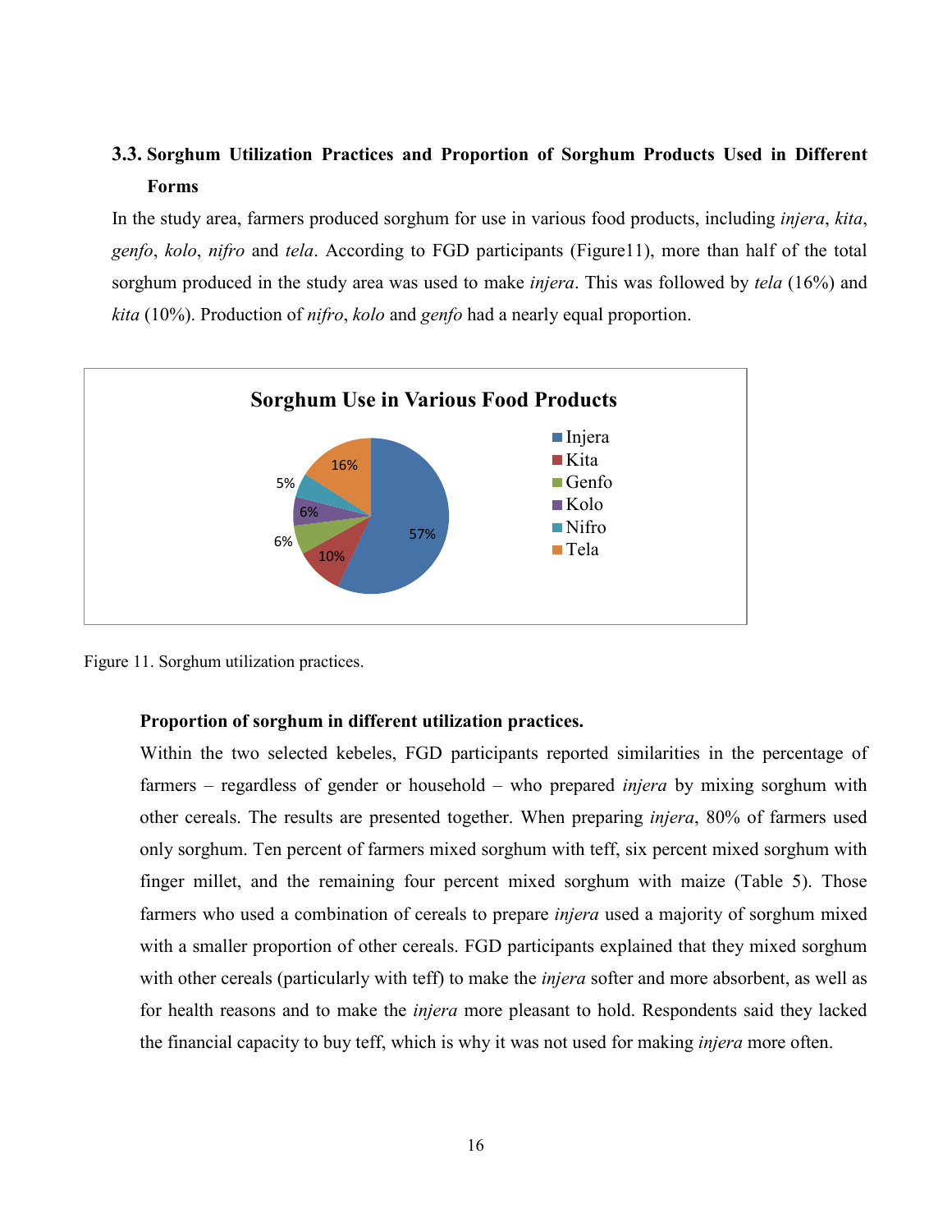### 3.3. Sorghum Utilization Practices and Proportion of Sorghum Products Used in Different Forms

In the study area, farmers produced sorghum for use in various food products, including *injera*, *kita*, *genfo*, *kolo*, *nifro* and *tela*. According to FGD participants (Figure11), more than half of the total sorghum produced in the study area was used to make *injera*. This was followed by *tela* (16%) and *kita* (10%). Production of *nifro*, *kolo* and *genfo* had a nearly equal proportion.

Figure 11. Sorghum utilization practices.

**Proportion of sorghum in different utilization practices.**

Within the two selected kebeles, FGD participants reported similarities in the percentage of farmers – regardless of gender or household – who prepared *injera* by mixing sorghum with other cereals. The results are presented together. When preparing *injera*, 80% of farmers used only sorghum. Ten percent of farmers mixed sorghum with teff, six percent mixed sorghum with finger millet, and the remaining four percent mixed sorghum with maize (Table 5). Those farmers who used a combination of cereals to prepare *injera* used a majority of sorghum mixed with a smaller proportion of other cereals. FGD participants explained that they mixed sorghum with other cereals (particularly with teff) to make the *injera* softer and more absorbent, as well as for health reasons and to make the *injera* more pleasant to hold. Respondents said they lacked the financial capacity to buy teff, which is why it was not used for making *injera* more often.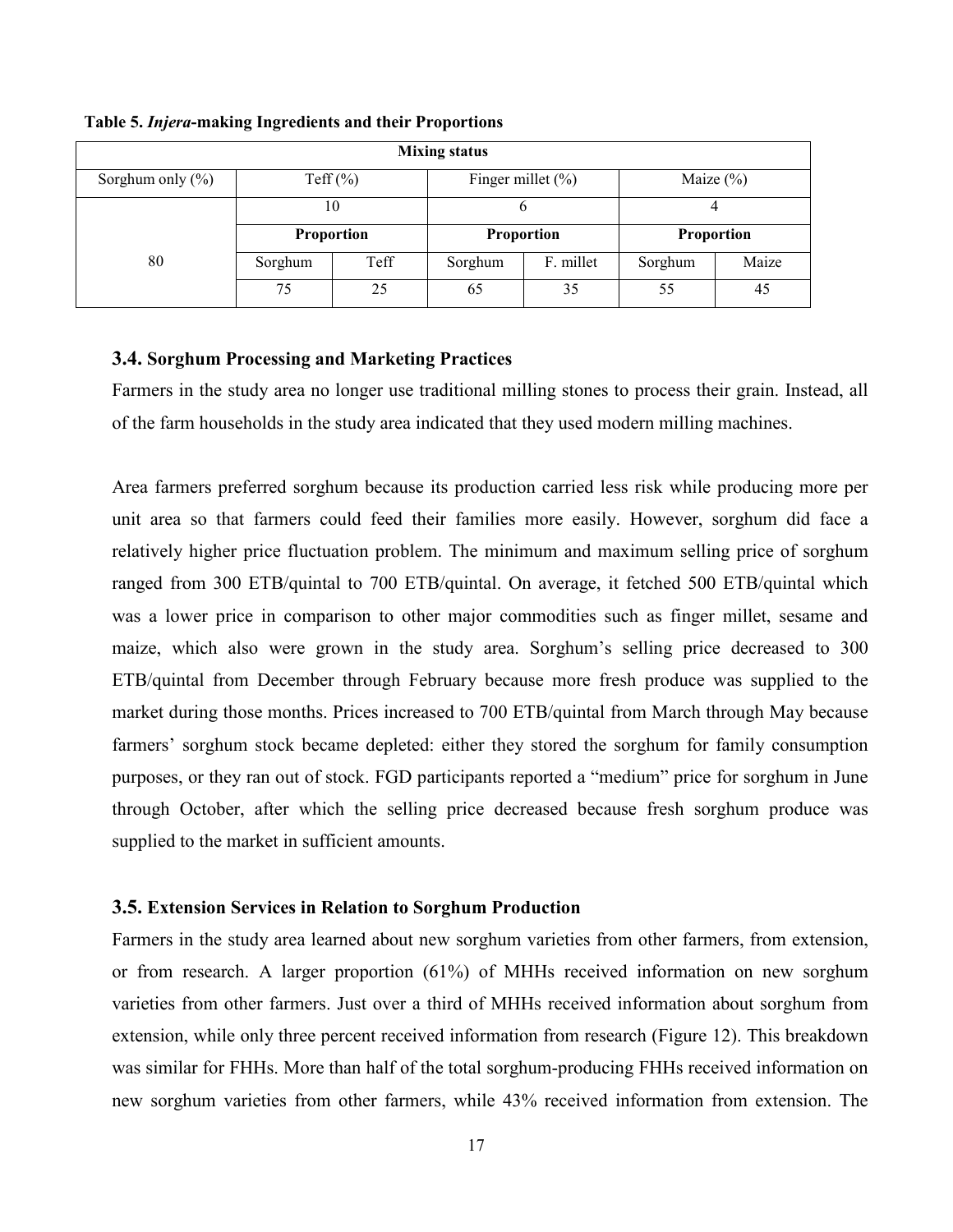**Table 5. *Injera*-making Ingredients and their Proportions**

| Mixing status | | | | | | |
|---|---|---|---|---|---|---|
| Sorghum only (%) | Teff (%) | | Finger millet (%) | | Maize (%) | |
| 80 | 10 | | 6 | | 4 | |
| | **Proportion** | | **Proportion** | | **Proportion** | |
| | Sorghum | Teff | Sorghum | F. millet | Sorghum | Maize |
| | 75 | 25 | 65 | 35 | 55 | 45 |

### 3.4. Sorghum Processing and Marketing Practices

Farmers in the study area no longer use traditional milling stones to process their grain. Instead, all of the farm households in the study area indicated that they used modern milling machines.

Area farmers preferred sorghum because its production carried less risk while producing more per unit area so that farmers could feed their families more easily. However, sorghum did face a relatively higher price fluctuation problem. The minimum and maximum selling price of sorghum ranged from 300 ETB/quintal to 700 ETB/quintal. On average, it fetched 500 ETB/quintal which was a lower price in comparison to other major commodities such as finger millet, sesame and maize, which also were grown in the study area. Sorghum's selling price decreased to 300 ETB/quintal from December through February because more fresh produce was supplied to the market during those months. Prices increased to 700 ETB/quintal from March through May because farmers' sorghum stock became depleted: either they stored the sorghum for family consumption purposes, or they ran out of stock. FGD participants reported a "medium" price for sorghum in June through October, after which the selling price decreased because fresh sorghum produce was supplied to the market in sufficient amounts.

### 3.5. Extension Services in Relation to Sorghum Production

Farmers in the study area learned about new sorghum varieties from other farmers, from extension, or from research. A larger proportion (61%) of MHHs received information on new sorghum varieties from other farmers. Just over a third of MHHs received information about sorghum from extension, while only three percent received information from research (Figure 12). This breakdown was similar for FHHs. More than half of the total sorghum-producing FHHs received information on new sorghum varieties from other farmers, while 43% received information from extension. The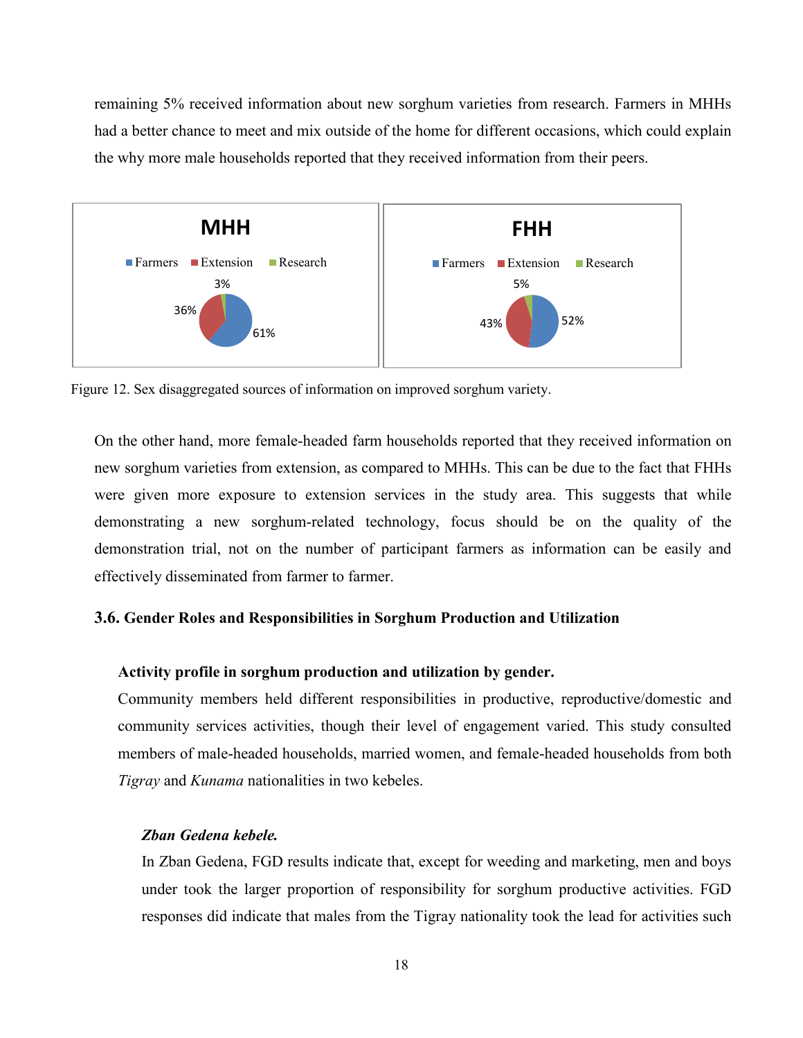remaining 5% received information about new sorghum varieties from research. Farmers in MHHs had a better chance to meet and mix outside of the home for different occasions, which could explain the why more male households reported that they received information from their peers.

Figure 12. Sex disaggregated sources of information on improved sorghum variety.

On the other hand, more female-headed farm households reported that they received information on new sorghum varieties from extension, as compared to MHHs. This can be due to the fact that FHHs were given more exposure to extension services in the study area. This suggests that while demonstrating a new sorghum-related technology, focus should be on the quality of the demonstration trial, not on the number of participant farmers as information can be easily and effectively disseminated from farmer to farmer.

### 3.6. Gender Roles and Responsibilities in Sorghum Production and Utilization

#### Activity profile in sorghum production and utilization by gender.

Community members held different responsibilities in productive, reproductive/domestic and community services activities, though their level of engagement varied. This study consulted members of male-headed households, married women, and female-headed households from both *Tigray* and *Kunama* nationalities in two kebeles.

##### *Zban Gedena kebele.*

In Zban Gedena, FGD results indicate that, except for weeding and marketing, men and boys under took the larger proportion of responsibility for sorghum productive activities. FGD responses did indicate that males from the Tigray nationality took the lead for activities such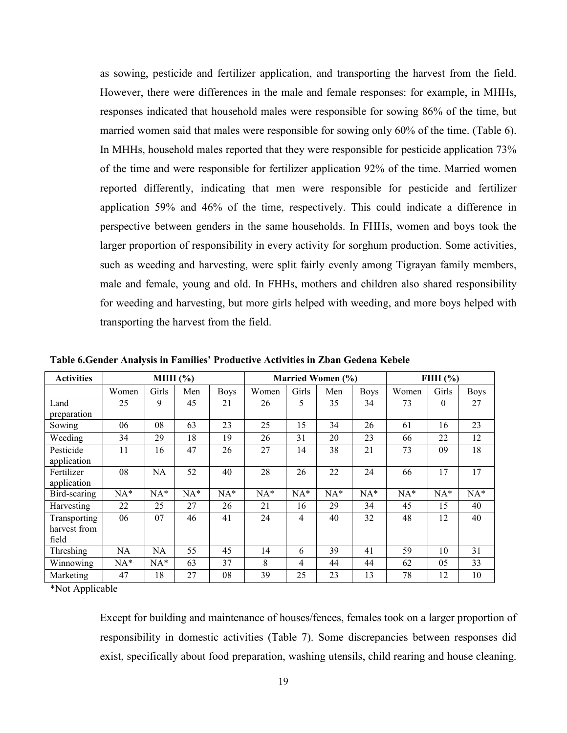as sowing, pesticide and fertilizer application, and transporting the harvest from the field. However, there were differences in the male and female responses: for example, in MHHs, responses indicated that household males were responsible for sowing 86% of the time, but married women said that males were responsible for sowing only 60% of the time. (Table 6). In MHHs, household males reported that they were responsible for pesticide application 73% of the time and were responsible for fertilizer application 92% of the time. Married women reported differently, indicating that men were responsible for pesticide and fertilizer application 59% and 46% of the time, respectively. This could indicate a difference in perspective between genders in the same households. In FHHs, women and boys took the larger proportion of responsibility in every activity for sorghum production. Some activities, such as weeding and harvesting, were split fairly evenly among Tigrayan family members, male and female, young and old. In FHHs, mothers and children also shared responsibility for weeding and harvesting, but more girls helped with weeding, and more boys helped with transporting the harvest from the field.

**Table 6.Gender Analysis in Families' Productive Activities in Zban Gedena Kebele**

| Activities | MHH (%) | | | | Married Women (%) | | | | FHH (%) | | |
|---|---|---|---|---|---|---|---|---|---|---|---|
| | Women | Girls | Men | Boys | Women | Girls | Men | Boys | Women | Girls | Boys |
| Land preparation | 25 | 9 | 45 | 21 | 26 | 5 | 35 | 34 | 73 | 0 | 27 |
| Sowing | 06 | 08 | 63 | 23 | 25 | 15 | 34 | 26 | 61 | 16 | 23 |
| Weeding | 34 | 29 | 18 | 19 | 26 | 31 | 20 | 23 | 66 | 22 | 12 |
| Pesticide application | 11 | 16 | 47 | 26 | 27 | 14 | 38 | 21 | 73 | 09 | 18 |
| Fertilizer application | 08 | NA | 52 | 40 | 28 | 26 | 22 | 24 | 66 | 17 | 17 |
| Bird-scaring | NA* | NA* | NA* | NA* | NA* | NA* | NA* | NA* | NA* | NA* | NA* |
| Harvesting | 22 | 25 | 27 | 26 | 21 | 16 | 29 | 34 | 45 | 15 | 40 |
| Transporting harvest from field | 06 | 07 | 46 | 41 | 24 | 4 | 40 | 32 | 48 | 12 | 40 |
| Threshing | NA | NA | 55 | 45 | 14 | 6 | 39 | 41 | 59 | 10 | 31 |
| Winnowing | NA* | NA* | 63 | 37 | 8 | 4 | 44 | 44 | 62 | 05 | 33 |
| Marketing | 47 | 18 | 27 | 08 | 39 | 25 | 23 | 13 | 78 | 12 | 10 |

*Not Applicable

Except for building and maintenance of houses/fences, females took on a larger proportion of responsibility in domestic activities (Table 7). Some discrepancies between responses did exist, specifically about food preparation, washing utensils, child rearing and house cleaning.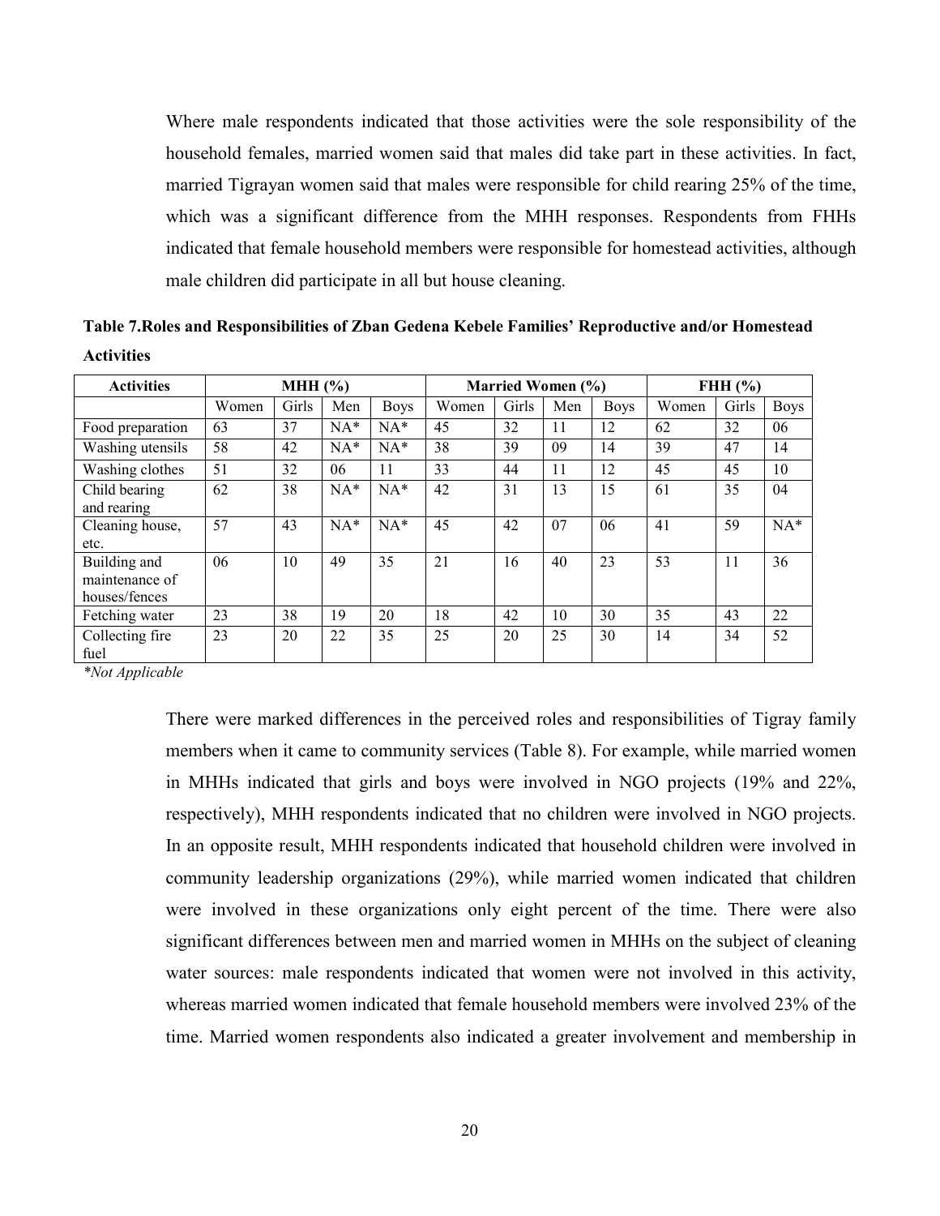Where male respondents indicated that those activities were the sole responsibility of the household females, married women said that males did take part in these activities. In fact, married Tigrayan women said that males were responsible for child rearing 25% of the time, which was a significant difference from the MHH responses. Respondents from FHHs indicated that female household members were responsible for homestead activities, although male children did participate in all but house cleaning.

**Table 7.Roles and Responsibilities of Zban Gedena Kebele Families' Reproductive and/or Homestead Activities**

| Activities | MHH (%) | | | | Married Women (%) | | | | FHH (%) | | |
|---|---|---|---|---|---|---|---|---|---|---|---|
| | Women | Girls | Men | Boys | Women | Girls | Men | Boys | Women | Girls | Boys |
| Food preparation | 63 | 37 | NA* | NA* | 45 | 32 | 11 | 12 | 62 | 32 | 06 |
| Washing utensils | 58 | 42 | NA* | NA* | 38 | 39 | 09 | 14 | 39 | 47 | 14 |
| Washing clothes | 51 | 32 | 06 | 11 | 33 | 44 | 11 | 12 | 45 | 45 | 10 |
| Child bearing and rearing | 62 | 38 | NA* | NA* | 42 | 31 | 13 | 15 | 61 | 35 | 04 |
| Cleaning house, etc. | 57 | 43 | NA* | NA* | 45 | 42 | 07 | 06 | 41 | 59 | NA* |
| Building and maintenance of houses/fences | 06 | 10 | 49 | 35 | 21 | 16 | 40 | 23 | 53 | 11 | 36 |
| Fetching water | 23 | 38 | 19 | 20 | 18 | 42 | 10 | 30 | 35 | 43 | 22 |
| Collecting fire fuel | 23 | 20 | 22 | 35 | 25 | 20 | 25 | 30 | 14 | 34 | 52 |

*\*Not Applicable*

There were marked differences in the perceived roles and responsibilities of Tigray family members when it came to community services (Table 8). For example, while married women in MHHs indicated that girls and boys were involved in NGO projects (19% and 22%, respectively), MHH respondents indicated that no children were involved in NGO projects. In an opposite result, MHH respondents indicated that household children were involved in community leadership organizations (29%), while married women indicated that children were involved in these organizations only eight percent of the time. There were also significant differences between men and married women in MHHs on the subject of cleaning water sources: male respondents indicated that women were not involved in this activity, whereas married women indicated that female household members were involved 23% of the time. Married women respondents also indicated a greater involvement and membership in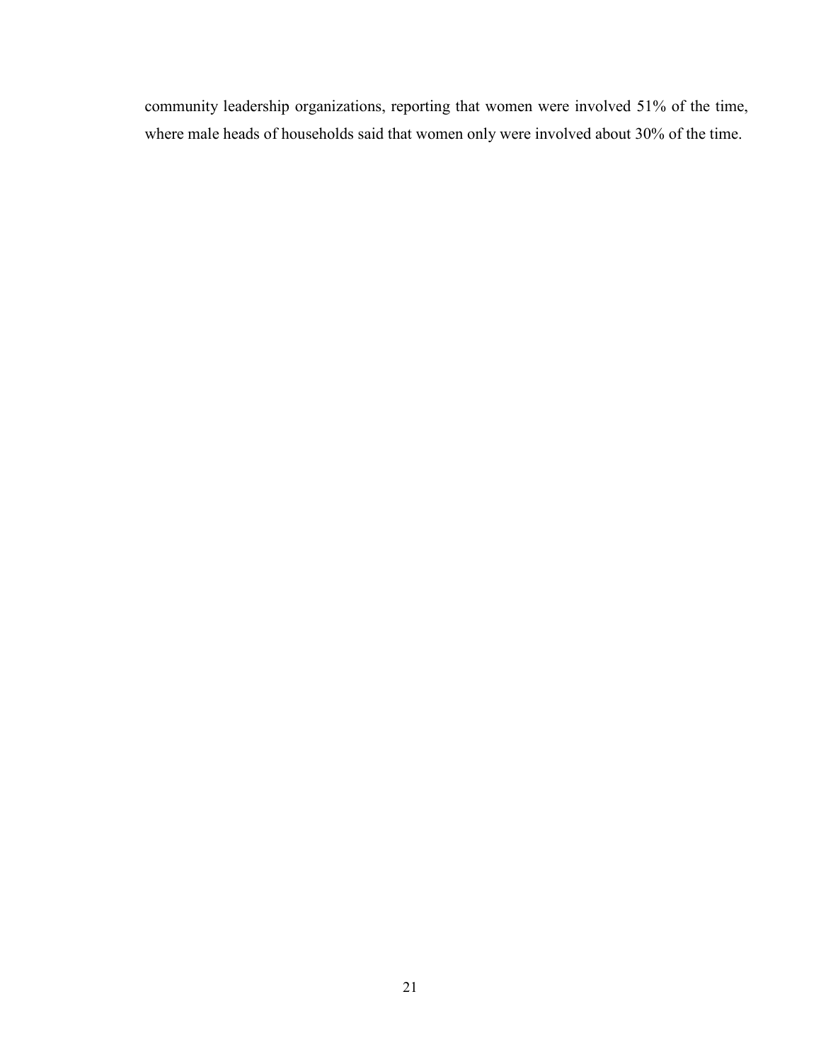community leadership organizations, reporting that women were involved 51% of the time, where male heads of households said that women only were involved about 30% of the time.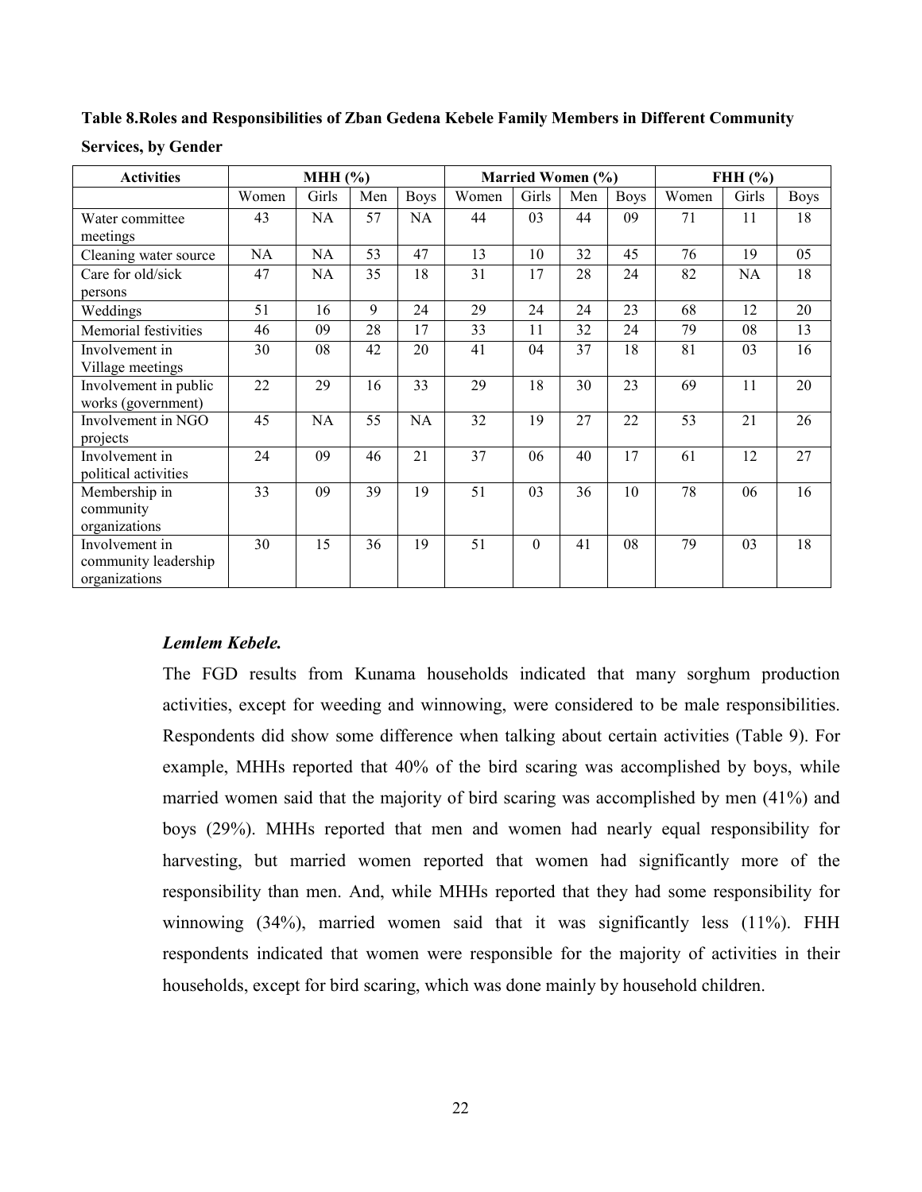**Table 8.Roles and Responsibilities of Zban Gedena Kebele Family Members in Different Community Services, by Gender**

| Activities | MHH (%) | | | | Married Women (%) | | | | FHH (%) | | |
|---|---|---|---|---|---|---|---|---|---|---|---|
| | Women | Girls | Men | Boys | Women | Girls | Men | Boys | Women | Girls | Boys |
| Water committee meetings | 43 | NA | 57 | NA | 44 | 03 | 44 | 09 | 71 | 11 | 18 |
| Cleaning water source | NA | NA | 53 | 47 | 13 | 10 | 32 | 45 | 76 | 19 | 05 |
| Care for old/sick persons | 47 | NA | 35 | 18 | 31 | 17 | 28 | 24 | 82 | NA | 18 |
| Weddings | 51 | 16 | 9 | 24 | 29 | 24 | 24 | 23 | 68 | 12 | 20 |
| Memorial festivities | 46 | 09 | 28 | 17 | 33 | 11 | 32 | 24 | 79 | 08 | 13 |
| Involvement in Village meetings | 30 | 08 | 42 | 20 | 41 | 04 | 37 | 18 | 81 | 03 | 16 |
| Involvement in public works (government) | 22 | 29 | 16 | 33 | 29 | 18 | 30 | 23 | 69 | 11 | 20 |
| Involvement in NGO projects | 45 | NA | 55 | NA | 32 | 19 | 27 | 22 | 53 | 21 | 26 |
| Involvement in political activities | 24 | 09 | 46 | 21 | 37 | 06 | 40 | 17 | 61 | 12 | 27 |
| Membership in community organizations | 33 | 09 | 39 | 19 | 51 | 03 | 36 | 10 | 78 | 06 | 16 |
| Involvement in community leadership organizations | 30 | 15 | 36 | 19 | 51 | 0 | 41 | 08 | 79 | 03 | 18 |

***Lemlem Kebele.***

The FGD results from Kunama households indicated that many sorghum production activities, except for weeding and winnowing, were considered to be male responsibilities. Respondents did show some difference when talking about certain activities (Table 9). For example, MHHs reported that 40% of the bird scaring was accomplished by boys, while married women said that the majority of bird scaring was accomplished by men (41%) and boys (29%). MHHs reported that men and women had nearly equal responsibility for harvesting, but married women reported that women had significantly more of the responsibility than men. And, while MHHs reported that they had some responsibility for winnowing (34%), married women said that it was significantly less (11%). FHH respondents indicated that women were responsible for the majority of activities in their households, except for bird scaring, which was done mainly by household children.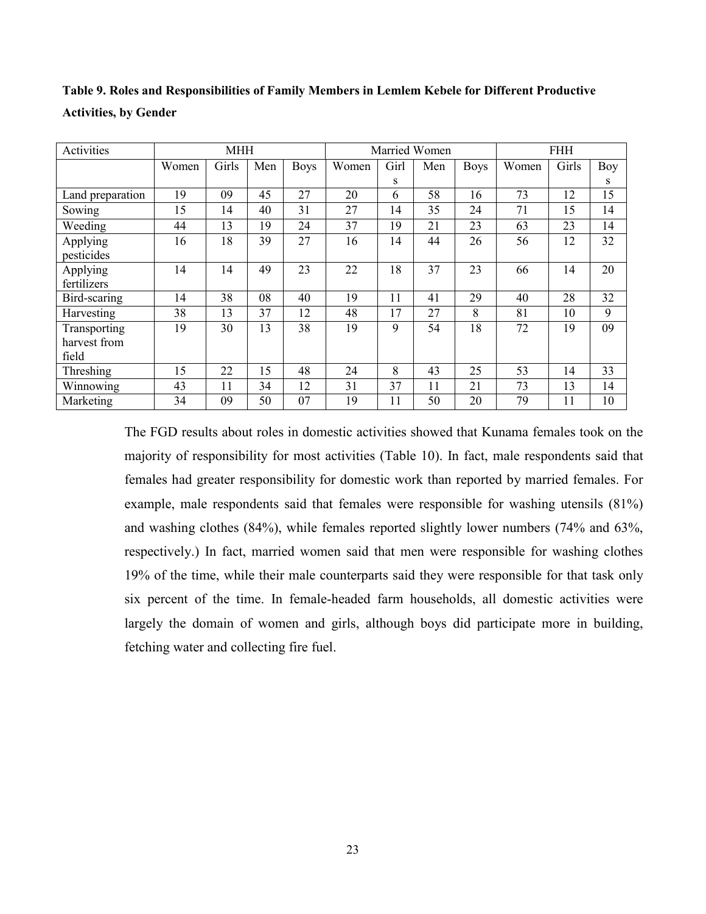**Table 9. Roles and Responsibilities of Family Members in Lemlem Kebele for Different Productive Activities, by Gender**

| Activities | MHH | | | | Married Women | | | | FHH | | |
|---|---|---|---|---|---|---|---|---|---|---|---|
| | Women | Girls | Men | Boys | Women | Girls | Men | Boys | Women | Girls | Boys |
| Land preparation | 19 | 09 | 45 | 27 | 20 | 6 | 58 | 16 | 73 | 12 | 15 |
| Sowing | 15 | 14 | 40 | 31 | 27 | 14 | 35 | 24 | 71 | 15 | 14 |
| Weeding | 44 | 13 | 19 | 24 | 37 | 19 | 21 | 23 | 63 | 23 | 14 |
| Applying pesticides | 16 | 18 | 39 | 27 | 16 | 14 | 44 | 26 | 56 | 12 | 32 |
| Applying fertilizers | 14 | 14 | 49 | 23 | 22 | 18 | 37 | 23 | 66 | 14 | 20 |
| Bird-scaring | 14 | 38 | 08 | 40 | 19 | 11 | 41 | 29 | 40 | 28 | 32 |
| Harvesting | 38 | 13 | 37 | 12 | 48 | 17 | 27 | 8 | 81 | 10 | 9 |
| Transporting harvest from field | 19 | 30 | 13 | 38 | 19 | 9 | 54 | 18 | 72 | 19 | 09 |
| Threshing | 15 | 22 | 15 | 48 | 24 | 8 | 43 | 25 | 53 | 14 | 33 |
| Winnowing | 43 | 11 | 34 | 12 | 31 | 37 | 11 | 21 | 73 | 13 | 14 |
| Marketing | 34 | 09 | 50 | 07 | 19 | 11 | 50 | 20 | 79 | 11 | 10 |

The FGD results about roles in domestic activities showed that Kunama females took on the majority of responsibility for most activities (Table 10). In fact, male respondents said that females had greater responsibility for domestic work than reported by married females. For example, male respondents said that females were responsible for washing utensils (81%) and washing clothes (84%), while females reported slightly lower numbers (74% and 63%, respectively.) In fact, married women said that men were responsible for washing clothes 19% of the time, while their male counterparts said they were responsible for that task only six percent of the time. In female-headed farm households, all domestic activities were largely the domain of women and girls, although boys did participate more in building, fetching water and collecting fire fuel.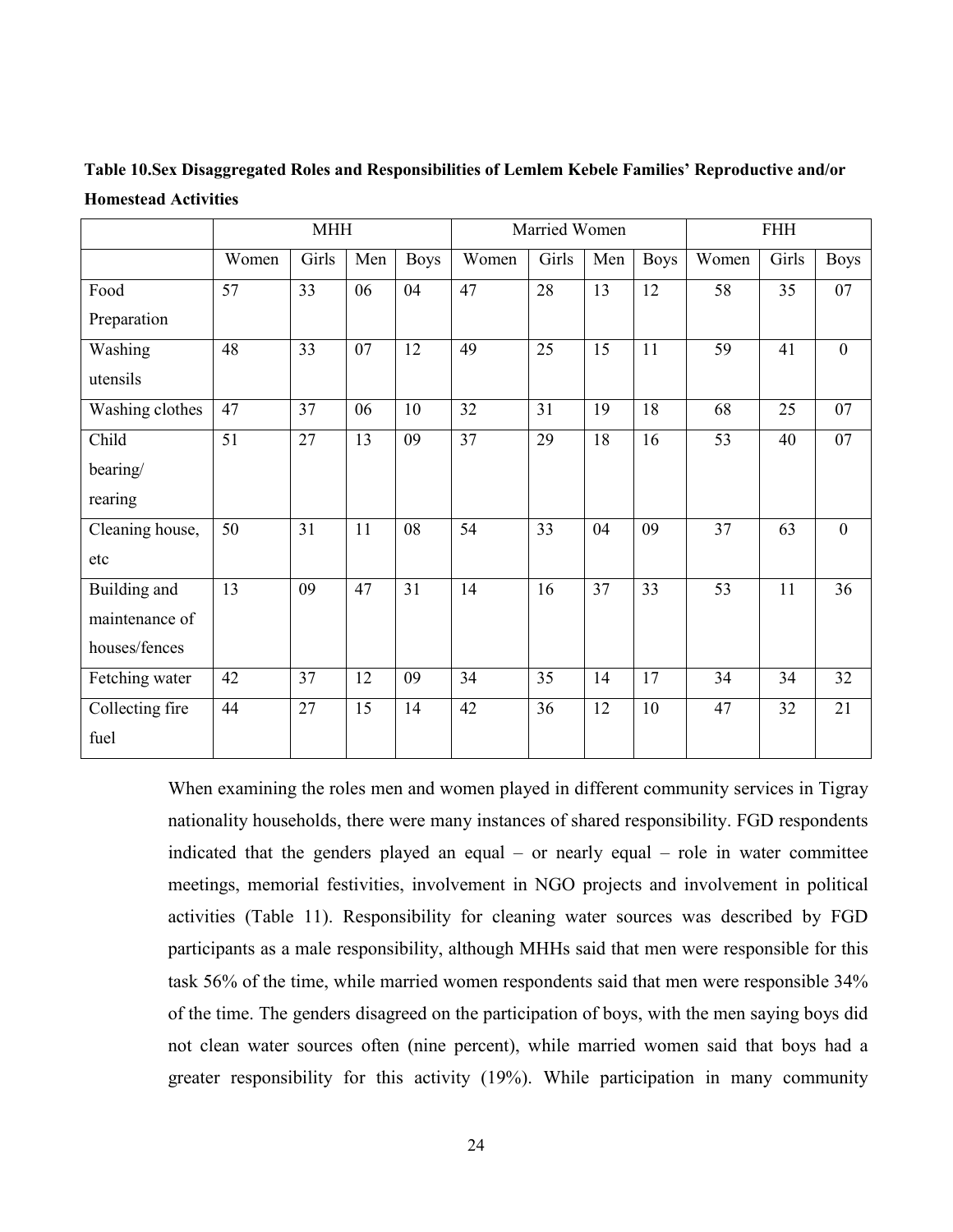**Table 10.Sex Disaggregated Roles and Responsibilities of Lemlem Kebele Families' Reproductive and/or Homestead Activities**

| | MHH | | | | Married Women | | | | FHH | | |
|---|---|---|---|---|---|---|---|---|---|---|---|
| | Women | Girls | Men | Boys | Women | Girls | Men | Boys | Women | Girls | Boys |
| Food Preparation | 57 | 33 | 06 | 04 | 47 | 28 | 13 | 12 | 58 | 35 | 07 |
| Washing utensils | 48 | 33 | 07 | 12 | 49 | 25 | 15 | 11 | 59 | 41 | 0 |
| Washing clothes | 47 | 37 | 06 | 10 | 32 | 31 | 19 | 18 | 68 | 25 | 07 |
| Child bearing/ rearing | 51 | 27 | 13 | 09 | 37 | 29 | 18 | 16 | 53 | 40 | 07 |
| Cleaning house, etc | 50 | 31 | 11 | 08 | 54 | 33 | 04 | 09 | 37 | 63 | 0 |
| Building and maintenance of houses/fences | 13 | 09 | 47 | 31 | 14 | 16 | 37 | 33 | 53 | 11 | 36 |
| Fetching water | 42 | 37 | 12 | 09 | 34 | 35 | 14 | 17 | 34 | 34 | 32 |
| Collecting fire fuel | 44 | 27 | 15 | 14 | 42 | 36 | 12 | 10 | 47 | 32 | 21 |

When examining the roles men and women played in different community services in Tigray nationality households, there were many instances of shared responsibility. FGD respondents indicated that the genders played an equal – or nearly equal – role in water committee meetings, memorial festivities, involvement in NGO projects and involvement in political activities (Table 11). Responsibility for cleaning water sources was described by FGD participants as a male responsibility, although MHHs said that men were responsible for this task 56% of the time, while married women respondents said that men were responsible 34% of the time. The genders disagreed on the participation of boys, with the men saying boys did not clean water sources often (nine percent), while married women said that boys had a greater responsibility for this activity (19%). While participation in many community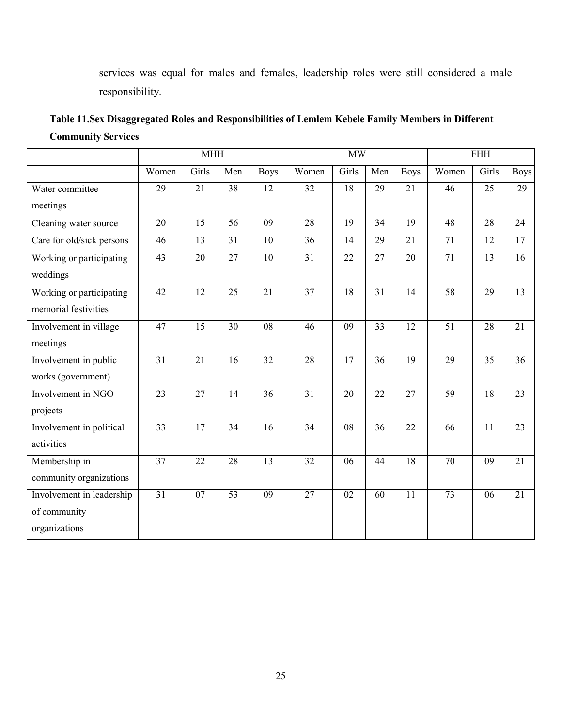services was equal for males and females, leadership roles were still considered a male responsibility.

**Table 11.Sex Disaggregated Roles and Responsibilities of Lemlem Kebele Family Members in Different Community Services**

| | MHH | | | | MW | | | | FHH | | |
|---|---|---|---|---|---|---|---|---|---|---|---|
| | Women | Girls | Men | Boys | Women | Girls | Men | Boys | Women | Girls | Boys |
| Water committee meetings | 29 | 21 | 38 | 12 | 32 | 18 | 29 | 21 | 46 | 25 | 29 |
| Cleaning water source | 20 | 15 | 56 | 09 | 28 | 19 | 34 | 19 | 48 | 28 | 24 |
| Care for old/sick persons | 46 | 13 | 31 | 10 | 36 | 14 | 29 | 21 | 71 | 12 | 17 |
| Working or participating weddings | 43 | 20 | 27 | 10 | 31 | 22 | 27 | 20 | 71 | 13 | 16 |
| Working or participating memorial festivities | 42 | 12 | 25 | 21 | 37 | 18 | 31 | 14 | 58 | 29 | 13 |
| Involvement in village meetings | 47 | 15 | 30 | 08 | 46 | 09 | 33 | 12 | 51 | 28 | 21 |
| Involvement in public works (government) | 31 | 21 | 16 | 32 | 28 | 17 | 36 | 19 | 29 | 35 | 36 |
| Involvement in NGO projects | 23 | 27 | 14 | 36 | 31 | 20 | 22 | 27 | 59 | 18 | 23 |
| Involvement in political activities | 33 | 17 | 34 | 16 | 34 | 08 | 36 | 22 | 66 | 11 | 23 |
| Membership in community organizations | 37 | 22 | 28 | 13 | 32 | 06 | 44 | 18 | 70 | 09 | 21 |
| Involvement in leadership of community organizations | 31 | 07 | 53 | 09 | 27 | 02 | 60 | 11 | 73 | 06 | 21 |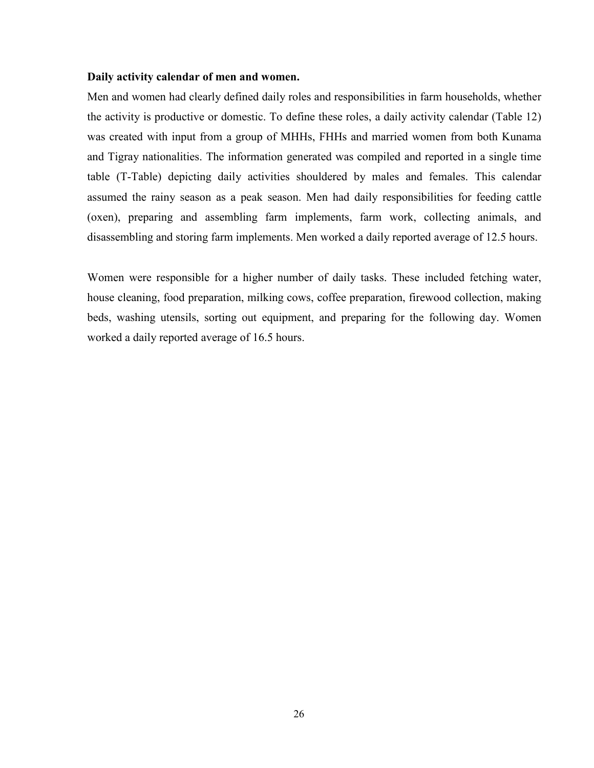**Daily activity calendar of men and women.**

Men and women had clearly defined daily roles and responsibilities in farm households, whether the activity is productive or domestic. To define these roles, a daily activity calendar (Table 12) was created with input from a group of MHHs, FHHs and married women from both Kunama and Tigray nationalities. The information generated was compiled and reported in a single time table (T-Table) depicting daily activities shouldered by males and females. This calendar assumed the rainy season as a peak season. Men had daily responsibilities for feeding cattle (oxen), preparing and assembling farm implements, farm work, collecting animals, and disassembling and storing farm implements. Men worked a daily reported average of 12.5 hours.

Women were responsible for a higher number of daily tasks. These included fetching water, house cleaning, food preparation, milking cows, coffee preparation, firewood collection, making beds, washing utensils, sorting out equipment, and preparing for the following day. Women worked a daily reported average of 16.5 hours.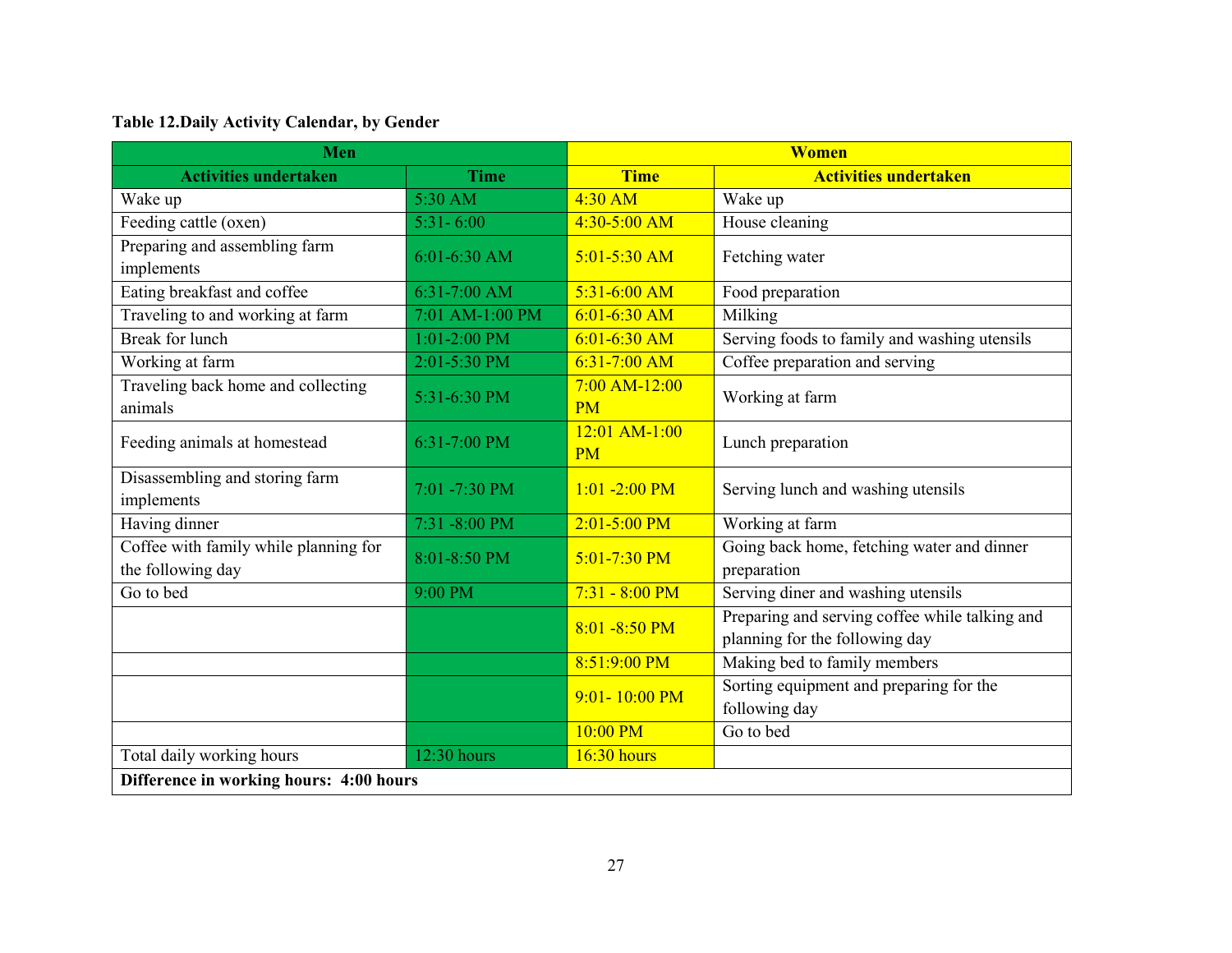**Table 12.Daily Activity Calendar, by Gender**

| Men | | Women | |
|---|---|---|---|
| **Activities undertaken** | **Time** | **Time** | **Activities undertaken** |
| Wake up | 5:30 AM | 4:30 AM | Wake up |
| Feeding cattle (oxen) | 5:31- 6:00 | 4:30-5:00 AM | House cleaning |
| Preparing and assembling farm implements | 6:01-6:30 AM | 5:01-5:30 AM | Fetching water |
| Eating breakfast and coffee | 6:31-7:00 AM | 5:31-6:00 AM | Food preparation |
| Traveling to and working at farm | 7:01 AM-1:00 PM | 6:01-6:30 AM | Milking |
| Break for lunch | 1:01-2:00 PM | 6:01-6:30 AM | Serving foods to family and washing utensils |
| Working at farm | 2:01-5:30 PM | 6:31-7:00 AM | Coffee preparation and serving |
| Traveling back home and collecting animals | 5:31-6:30 PM | 7:00 AM-12:00 PM | Working at farm |
| Feeding animals at homestead | 6:31-7:00 PM | 12:01 AM-1:00 PM | Lunch preparation |
| Disassembling and storing farm implements | 7:01 -7:30 PM | 1:01 -2:00 PM | Serving lunch and washing utensils |
| Having dinner | 7:31 -8:00 PM | 2:01-5:00 PM | Working at farm |
| Coffee with family while planning for the following day | 8:01-8:50 PM | 5:01-7:30 PM | Going back home, fetching water and dinner preparation |
| Go to bed | 9:00 PM | 7:31 - 8:00 PM | Serving diner and washing utensils |
| | | 8:01 -8:50 PM | Preparing and serving coffee while talking and planning for the following day |
| | | 8:51:9:00 PM | Making bed to family members |
| | | 9:01- 10:00 PM | Sorting equipment and preparing for the following day |
| | | 10:00 PM | Go to bed |
| Total daily working hours | 12:30 hours | 16:30 hours | |
| **Difference in working hours: 4:00 hours** | | | |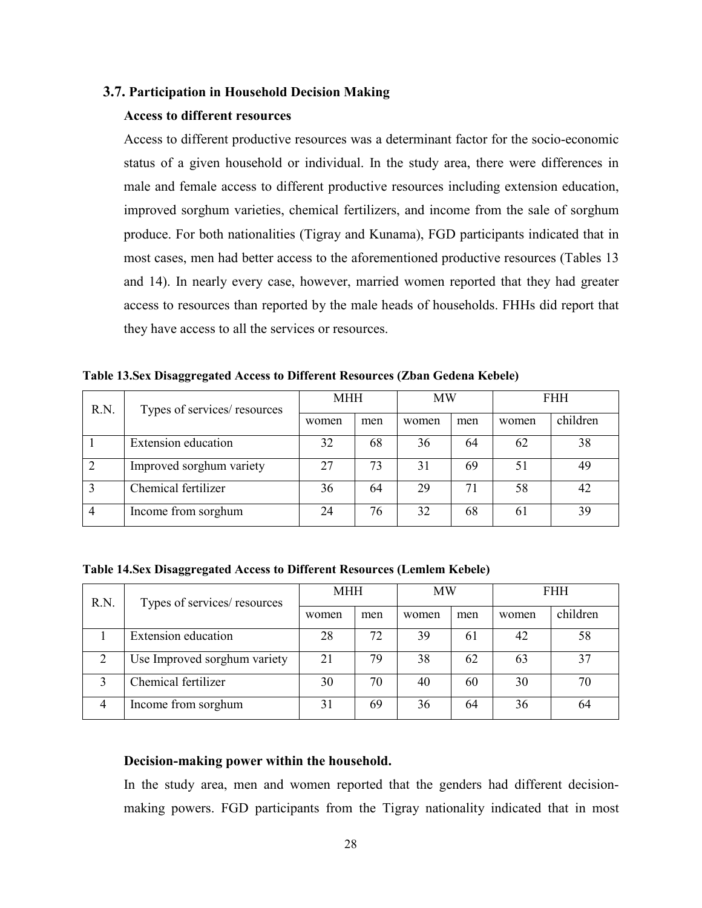### 3.7. Participation in Household Decision Making

**Access to different resources**

Access to different productive resources was a determinant factor for the socio-economic status of a given household or individual. In the study area, there were differences in male and female access to different productive resources including extension education, improved sorghum varieties, chemical fertilizers, and income from the sale of sorghum produce. For both nationalities (Tigray and Kunama), FGD participants indicated that in most cases, men had better access to the aforementioned productive resources (Tables 13 and 14). In nearly every case, however, married women reported that they had greater access to resources than reported by the male heads of households. FHHs did report that they have access to all the services or resources.

**Table 13.Sex Disaggregated Access to Different Resources (Zban Gedena Kebele)**

| R.N. | Types of services/ resources | MHH | | MW | | FHH | |
|---|---|---|---|---|---|---|---|
| | | women | men | women | men | women | children |
| 1 | Extension education | 32 | 68 | 36 | 64 | 62 | 38 |
| 2 | Improved sorghum variety | 27 | 73 | 31 | 69 | 51 | 49 |
| 3 | Chemical fertilizer | 36 | 64 | 29 | 71 | 58 | 42 |
| 4 | Income from sorghum | 24 | 76 | 32 | 68 | 61 | 39 |

**Table 14.Sex Disaggregated Access to Different Resources (Lemlem Kebele)**

| R.N. | Types of services/ resources | MHH | | MW | | FHH | |
|---|---|---|---|---|---|---|---|
| | | women | men | women | men | women | children |
| 1 | Extension education | 28 | 72 | 39 | 61 | 42 | 58 |
| 2 | Use Improved sorghum variety | 21 | 79 | 38 | 62 | 63 | 37 |
| 3 | Chemical fertilizer | 30 | 70 | 40 | 60 | 30 | 70 |
| 4 | Income from sorghum | 31 | 69 | 36 | 64 | 36 | 64 |

**Decision-making power within the household.**

In the study area, men and women reported that the genders had different decision-making powers. FGD participants from the Tigray nationality indicated that in most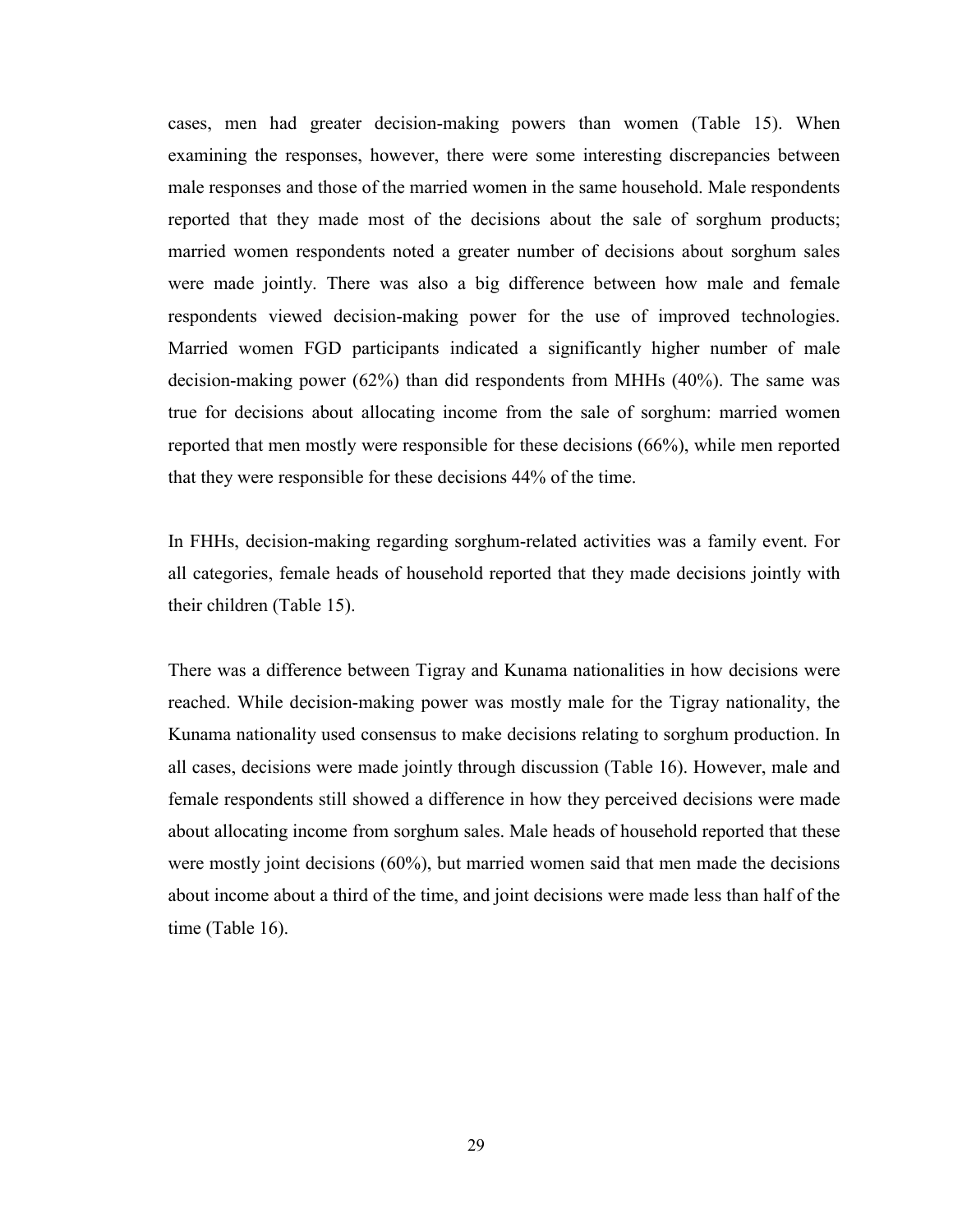cases, men had greater decision-making powers than women (Table 15). When examining the responses, however, there were some interesting discrepancies between male responses and those of the married women in the same household. Male respondents reported that they made most of the decisions about the sale of sorghum products; married women respondents noted a greater number of decisions about sorghum sales were made jointly. There was also a big difference between how male and female respondents viewed decision-making power for the use of improved technologies. Married women FGD participants indicated a significantly higher number of male decision-making power (62%) than did respondents from MHHs (40%). The same was true for decisions about allocating income from the sale of sorghum: married women reported that men mostly were responsible for these decisions (66%), while men reported that they were responsible for these decisions 44% of the time.

In FHHs, decision-making regarding sorghum-related activities was a family event. For all categories, female heads of household reported that they made decisions jointly with their children (Table 15).

There was a difference between Tigray and Kunama nationalities in how decisions were reached. While decision-making power was mostly male for the Tigray nationality, the Kunama nationality used consensus to make decisions relating to sorghum production. In all cases, decisions were made jointly through discussion (Table 16). However, male and female respondents still showed a difference in how they perceived decisions were made about allocating income from sorghum sales. Male heads of household reported that these were mostly joint decisions (60%), but married women said that men made the decisions about income about a third of the time, and joint decisions were made less than half of the time (Table 16).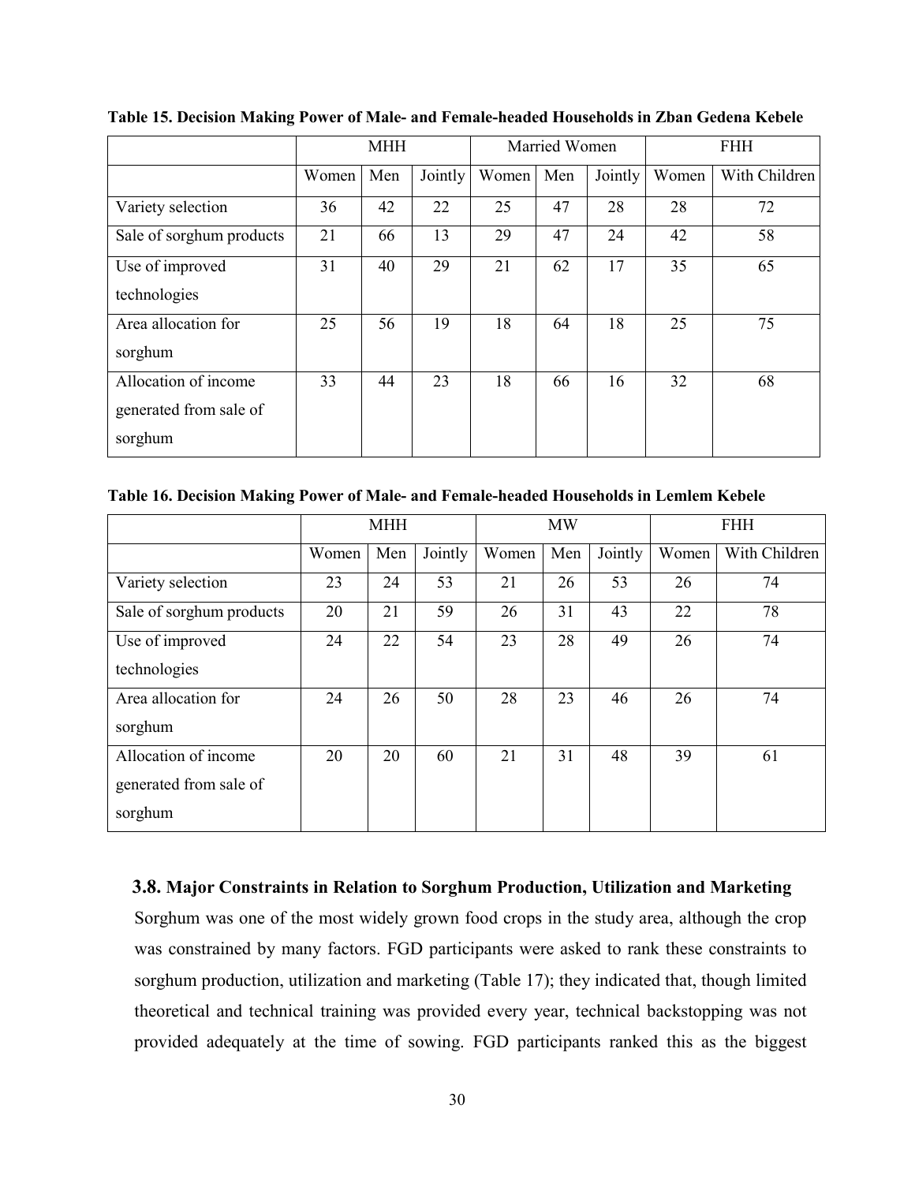**Table 15. Decision Making Power of Male- and Female-headed Households in Zban Gedena Kebele**

| | MHH | | | Married Women | | | FHH | |
|---|---|---|---|---|---|---|---|---|
| | Women | Men | Jointly | Women | Men | Jointly | Women | With Children |
| Variety selection | 36 | 42 | 22 | 25 | 47 | 28 | 28 | 72 |
| Sale of sorghum products | 21 | 66 | 13 | 29 | 47 | 24 | 42 | 58 |
| Use of improved technologies | 31 | 40 | 29 | 21 | 62 | 17 | 35 | 65 |
| Area allocation for sorghum | 25 | 56 | 19 | 18 | 64 | 18 | 25 | 75 |
| Allocation of income generated from sale of sorghum | 33 | 44 | 23 | 18 | 66 | 16 | 32 | 68 |

**Table 16. Decision Making Power of Male- and Female-headed Households in Lemlem Kebele**

| | MHH | | | MW | | | FHH | |
|---|---|---|---|---|---|---|---|---|
| | Women | Men | Jointly | Women | Men | Jointly | Women | With Children |
| Variety selection | 23 | 24 | 53 | 21 | 26 | 53 | 26 | 74 |
| Sale of sorghum products | 20 | 21 | 59 | 26 | 31 | 43 | 22 | 78 |
| Use of improved technologies | 24 | 22 | 54 | 23 | 28 | 49 | 26 | 74 |
| Area allocation for sorghum | 24 | 26 | 50 | 28 | 23 | 46 | 26 | 74 |
| Allocation of income generated from sale of sorghum | 20 | 20 | 60 | 21 | 31 | 48 | 39 | 61 |

### 3.8. Major Constraints in Relation to Sorghum Production, Utilization and Marketing

Sorghum was one of the most widely grown food crops in the study area, although the crop was constrained by many factors. FGD participants were asked to rank these constraints to sorghum production, utilization and marketing (Table 17); they indicated that, though limited theoretical and technical training was provided every year, technical backstopping was not provided adequately at the time of sowing. FGD participants ranked this as the biggest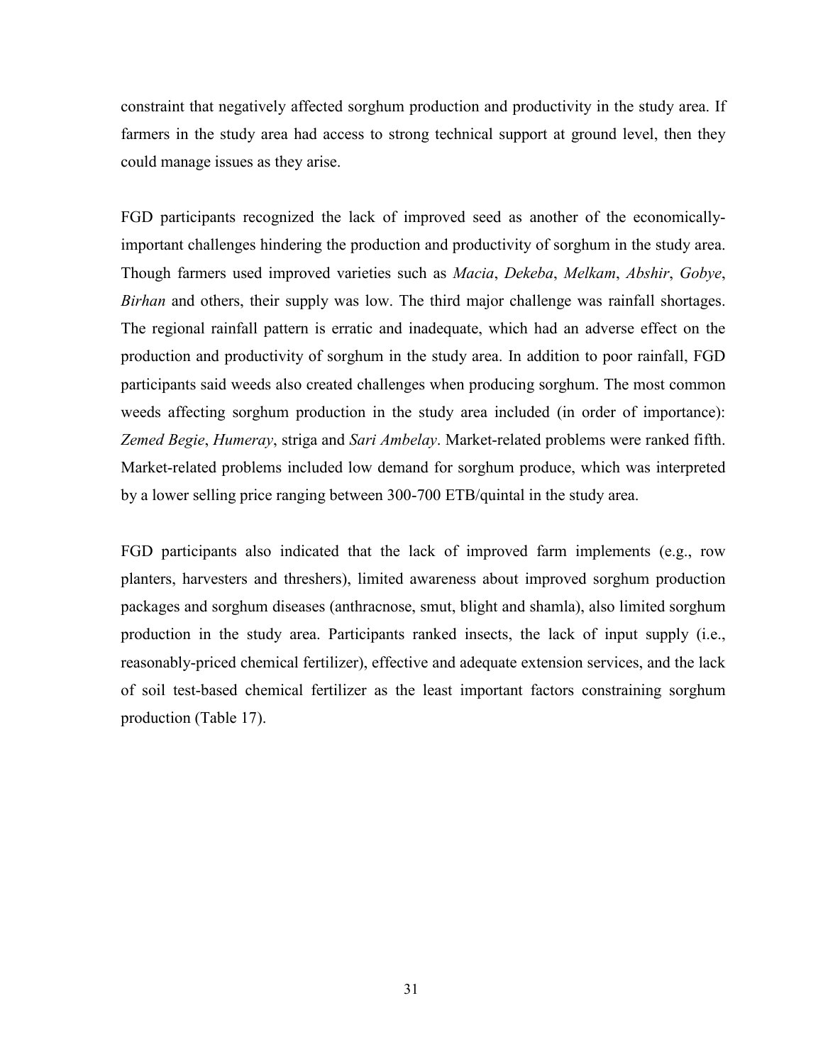constraint that negatively affected sorghum production and productivity in the study area. If farmers in the study area had access to strong technical support at ground level, then they could manage issues as they arise.

FGD participants recognized the lack of improved seed as another of the economically-important challenges hindering the production and productivity of sorghum in the study area. Though farmers used improved varieties such as *Macia*, *Dekeba*, *Melkam*, *Abshir*, *Gobye*, *Birhan* and others, their supply was low. The third major challenge was rainfall shortages. The regional rainfall pattern is erratic and inadequate, which had an adverse effect on the production and productivity of sorghum in the study area. In addition to poor rainfall, FGD participants said weeds also created challenges when producing sorghum. The most common weeds affecting sorghum production in the study area included (in order of importance): *Zemed Begie*, *Humeray*, striga and *Sari Ambelay*. Market-related problems were ranked fifth. Market-related problems included low demand for sorghum produce, which was interpreted by a lower selling price ranging between 300-700 ETB/quintal in the study area.

FGD participants also indicated that the lack of improved farm implements (e.g., row planters, harvesters and threshers), limited awareness about improved sorghum production packages and sorghum diseases (anthracnose, smut, blight and shamla), also limited sorghum production in the study area. Participants ranked insects, the lack of input supply (i.e., reasonably-priced chemical fertilizer), effective and adequate extension services, and the lack of soil test-based chemical fertilizer as the least important factors constraining sorghum production (Table 17).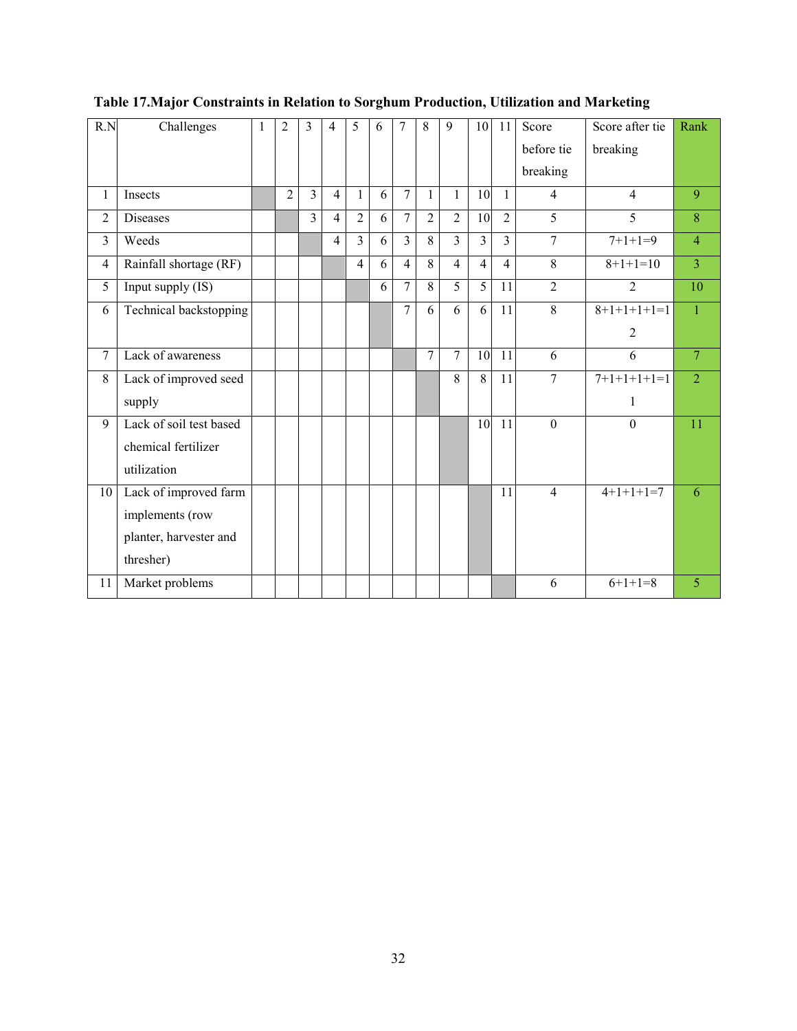**Table 17.Major Constraints in Relation to Sorghum Production, Utilization and Marketing**

| R.N | Challenges | 1 | 2 | 3 | 4 | 5 | 6 | 7 | 8 | 9 | 10 | 11 | Score before tie breaking | Score after tie breaking | Rank |
|---|---|---|---|---|---|---|---|---|---|---|---|---|---|---|---|
| 1 | Insects | | 2 | 3 | 4 | 1 | 6 | 7 | 1 | 1 | 10 | 1 | 4 | 4 | 9 |
| 2 | Diseases | | | 3 | 4 | 2 | 6 | 7 | 2 | 2 | 10 | 2 | 5 | 5 | 8 |
| 3 | Weeds | | | | 4 | 3 | 6 | 3 | 8 | 3 | 3 | 3 | 7 | 7+1+1=9 | 4 |
| 4 | Rainfall shortage (RF) | | | | | 4 | 6 | 4 | 8 | 4 | 4 | 4 | 8 | 8+1+1=10 | 3 |
| 5 | Input supply (IS) | | | | | | 6 | 7 | 8 | 5 | 5 | 11 | 2 | 2 | 10 |
| 6 | Technical backstopping | | | | | | | 7 | 6 | 6 | 6 | 11 | 8 | 8+1+1+1+1=12 | 1 |
| 7 | Lack of awareness | | | | | | | | 7 | 7 | 10 | 11 | 6 | 6 | 7 |
| 8 | Lack of improved seed supply | | | | | | | | | 8 | 8 | 11 | 7 | 7+1+1+1+1=11 | 2 |
| 9 | Lack of soil test based chemical fertilizer utilization | | | | | | | | | | 10 | 11 | 0 | 0 | 11 |
| 10 | Lack of improved farm implements (row planter, harvester and thresher) | | | | | | | | | | | 11 | 4 | 4+1+1+1=7 | 6 |
| 11 | Market problems | | | | | | | | | | | | 6 | 6+1+1=8 | 5 |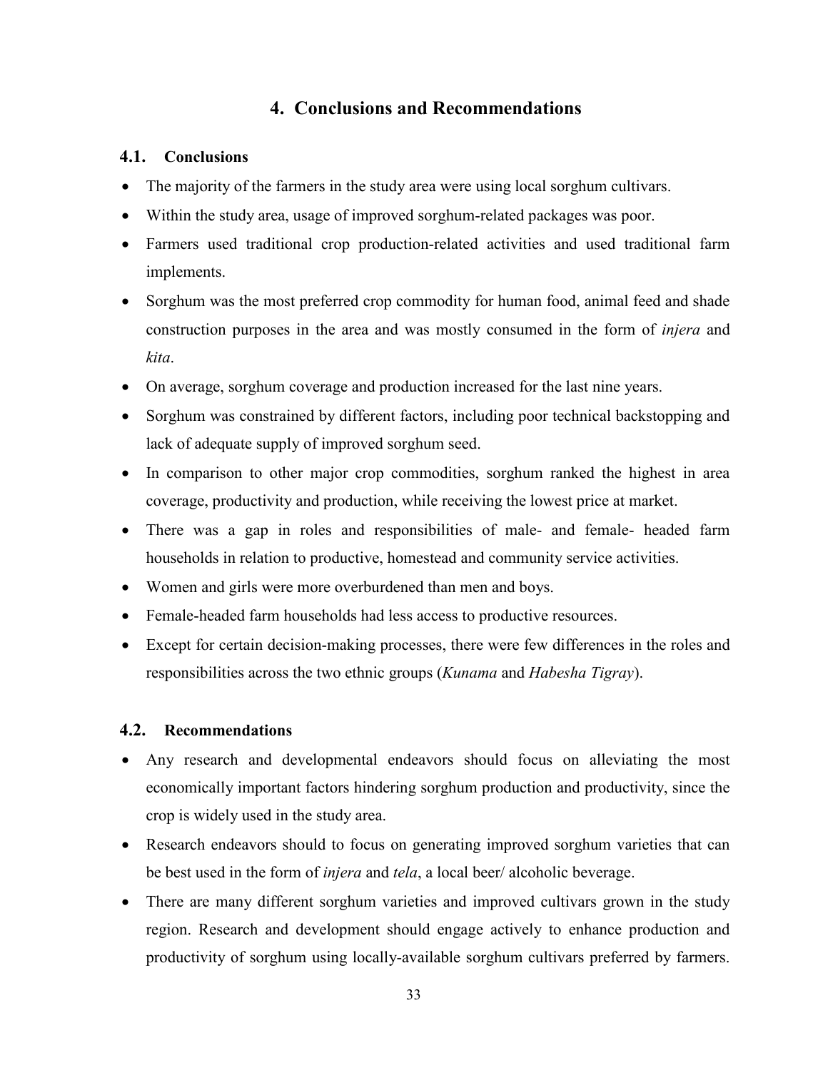# 4. Conclusions and Recommendations

## 4.1. Conclusions

- The majority of the farmers in the study area were using local sorghum cultivars.
- Within the study area, usage of improved sorghum-related packages was poor.
- Farmers used traditional crop production-related activities and used traditional farm implements.
- Sorghum was the most preferred crop commodity for human food, animal feed and shade construction purposes in the area and was mostly consumed in the form of *injera* and *kita*.
- On average, sorghum coverage and production increased for the last nine years.
- Sorghum was constrained by different factors, including poor technical backstopping and lack of adequate supply of improved sorghum seed.
- In comparison to other major crop commodities, sorghum ranked the highest in area coverage, productivity and production, while receiving the lowest price at market.
- There was a gap in roles and responsibilities of male- and female- headed farm households in relation to productive, homestead and community service activities.
- Women and girls were more overburdened than men and boys.
- Female-headed farm households had less access to productive resources.
- Except for certain decision-making processes, there were few differences in the roles and responsibilities across the two ethnic groups (*Kunama* and *Habesha Tigray*).

## 4.2. Recommendations

- Any research and developmental endeavors should focus on alleviating the most economically important factors hindering sorghum production and productivity, since the crop is widely used in the study area.
- Research endeavors should to focus on generating improved sorghum varieties that can be best used in the form of *injera* and *tela*, a local beer/ alcoholic beverage.
- There are many different sorghum varieties and improved cultivars grown in the study region. Research and development should engage actively to enhance production and productivity of sorghum using locally-available sorghum cultivars preferred by farmers.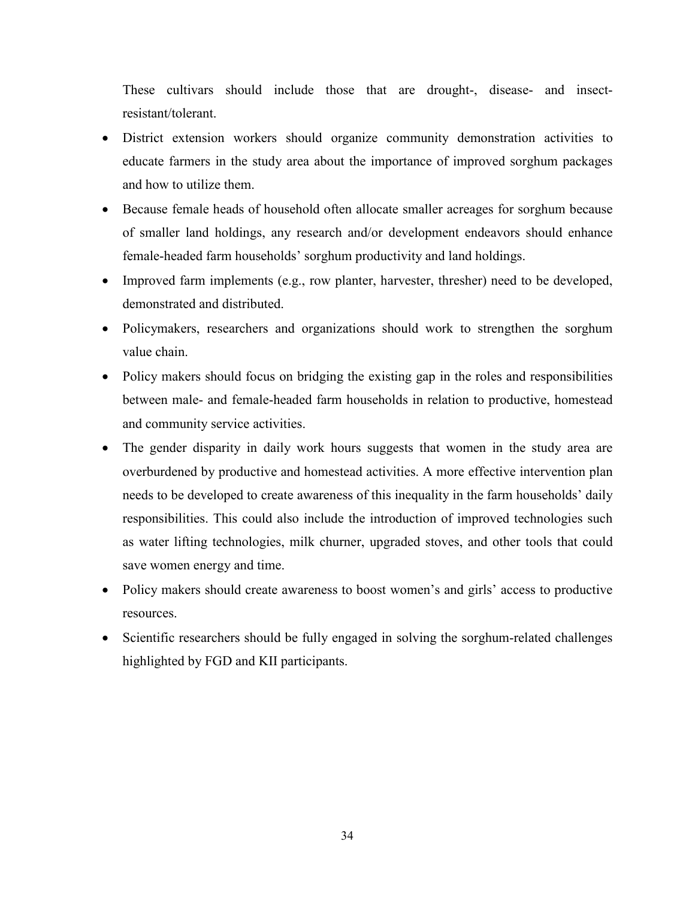These cultivars should include those that are drought-, disease- and insect-resistant/tolerant.

- District extension workers should organize community demonstration activities to educate farmers in the study area about the importance of improved sorghum packages and how to utilize them.
- Because female heads of household often allocate smaller acreages for sorghum because of smaller land holdings, any research and/or development endeavors should enhance female-headed farm households' sorghum productivity and land holdings.
- Improved farm implements (e.g., row planter, harvester, thresher) need to be developed, demonstrated and distributed.
- Policymakers, researchers and organizations should work to strengthen the sorghum value chain.
- Policy makers should focus on bridging the existing gap in the roles and responsibilities between male- and female-headed farm households in relation to productive, homestead and community service activities.
- The gender disparity in daily work hours suggests that women in the study area are overburdened by productive and homestead activities. A more effective intervention plan needs to be developed to create awareness of this inequality in the farm households' daily responsibilities. This could also include the introduction of improved technologies such as water lifting technologies, milk churner, upgraded stoves, and other tools that could save women energy and time.
- Policy makers should create awareness to boost women's and girls' access to productive resources.
- Scientific researchers should be fully engaged in solving the sorghum-related challenges highlighted by FGD and KII participants.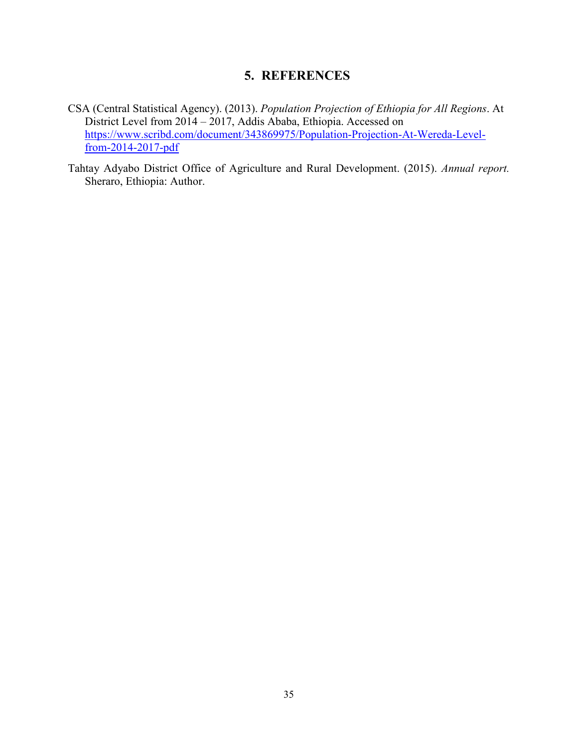## 5. REFERENCES

CSA (Central Statistical Agency). (2013). *Population Projection of Ethiopia for All Regions*. At District Level from 2014 – 2017, Addis Ababa, Ethiopia. Accessed on https://www.scribd.com/document/343869975/Population-Projection-At-Wereda-Level-from-2014-2017-pdf

Tahtay Adyabo District Office of Agriculture and Rural Development. (2015). *Annual report.* Sheraro, Ethiopia: Author.